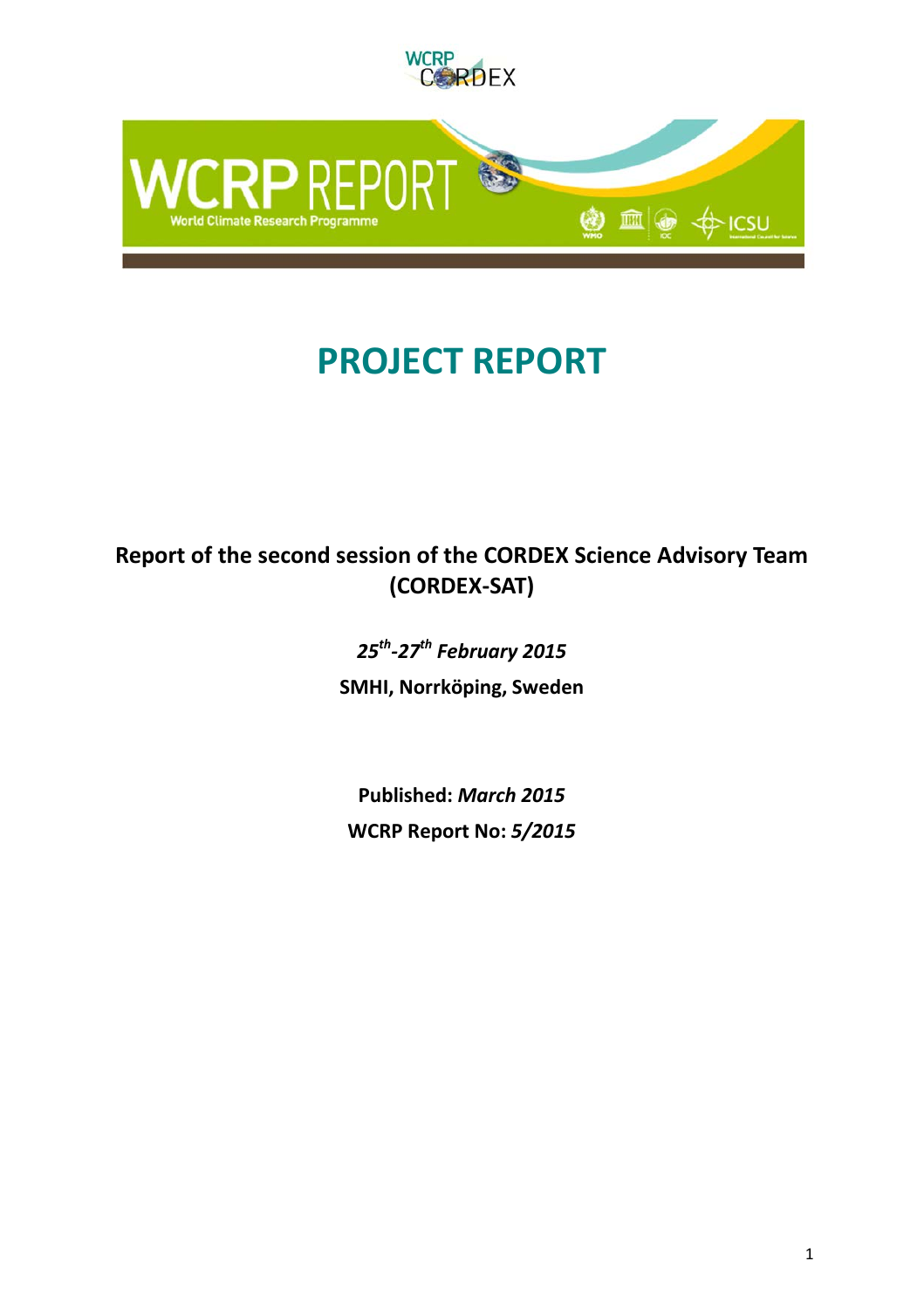WCRP CORDEX

WCRP REPORT
World Climate Research Programme

# PROJECT REPORT

**Report of the second session of the CORDEX Science Advisory Team (CORDEX-SAT)**

***25th-27th February 2015***

**SMHI, Norrköping, Sweden**

**Published:** ***March 2015***

**WCRP Report No:** ***5/2015***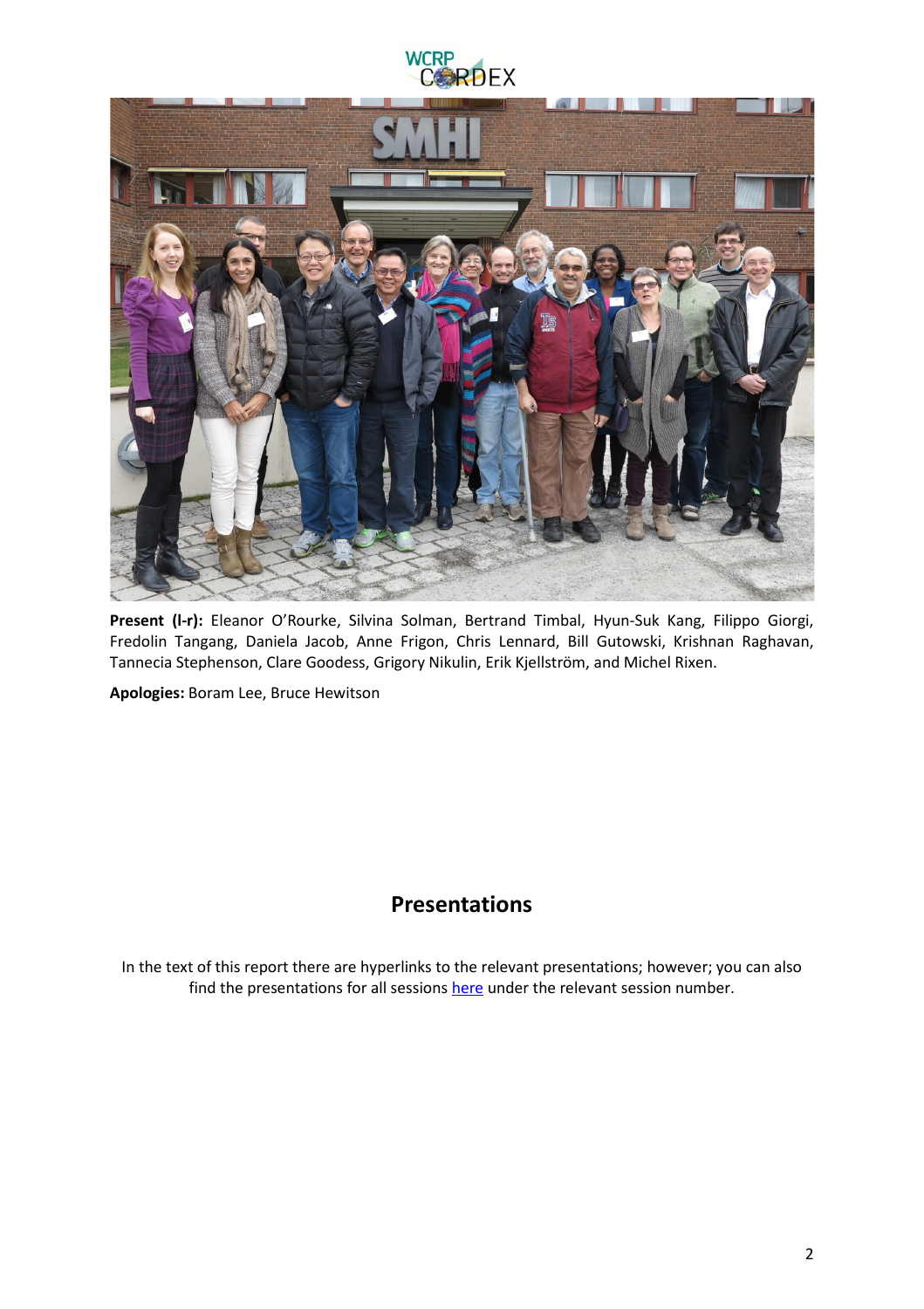**Present (l-r):** Eleanor O'Rourke, Silvina Solman, Bertrand Timbal, Hyun-Suk Kang, Filippo Giorgi, Fredolin Tangang, Daniela Jacob, Anne Frigon, Chris Lennard, Bill Gutowski, Krishnan Raghavan, Tannecia Stephenson, Clare Goodess, Grigory Nikulin, Erik Kjellström, and Michel Rixen.

**Apologies:** Boram Lee, Bruce Hewitson

## Presentations

In the text of this report there are hyperlinks to the relevant presentations; however; you can also find the presentations for all sessions here under the relevant session number.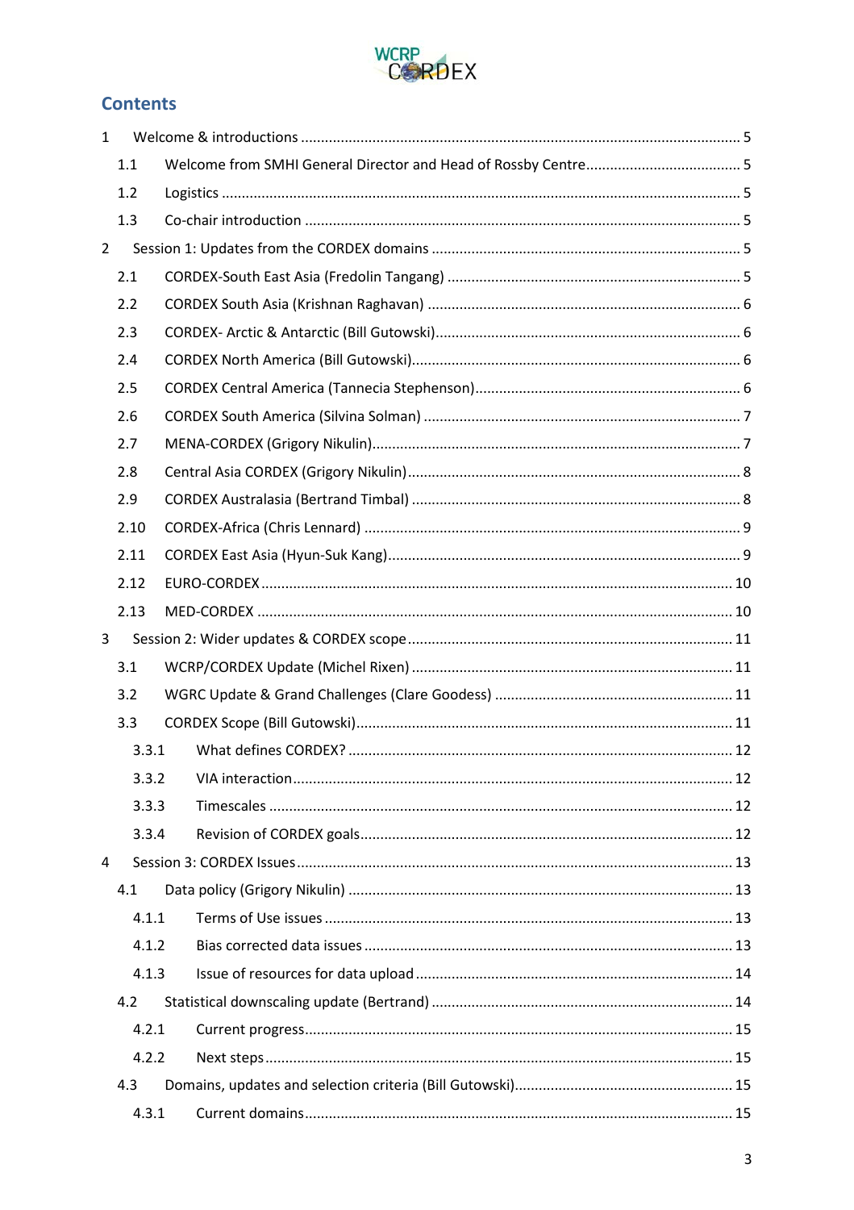## Contents

1 Welcome & introductions ..... 5
  1.1 Welcome from SMHI General Director and Head of Rossby Centre ..... 5
  1.2 Logistics ..... 5
  1.3 Co-chair introduction ..... 5
2 Session 1: Updates from the CORDEX domains ..... 5
  2.1 CORDEX-South East Asia (Fredolin Tangang) ..... 5
  2.2 CORDEX South Asia (Krishnan Raghavan) ..... 6
  2.3 CORDEX- Arctic & Antarctic (Bill Gutowski) ..... 6
  2.4 CORDEX North America (Bill Gutowski) ..... 6
  2.5 CORDEX Central America (Tannecia Stephenson) ..... 6
  2.6 CORDEX South America (Silvina Solman) ..... 7
  2.7 MENA-CORDEX (Grigory Nikulin) ..... 7
  2.8 Central Asia CORDEX (Grigory Nikulin) ..... 8
  2.9 CORDEX Australasia (Bertrand Timbal) ..... 8
  2.10 CORDEX-Africa (Chris Lennard) ..... 9
  2.11 CORDEX East Asia (Hyun-Suk Kang) ..... 9
  2.12 EURO-CORDEX ..... 10
  2.13 MED-CORDEX ..... 10
3 Session 2: Wider updates & CORDEX scope ..... 11
  3.1 WCRP/CORDEX Update (Michel Rixen) ..... 11
  3.2 WGRC Update & Grand Challenges (Clare Goodess) ..... 11
  3.3 CORDEX Scope (Bill Gutowski) ..... 11
    3.3.1 What defines CORDEX? ..... 12
    3.3.2 VIA interaction ..... 12
    3.3.3 Timescales ..... 12
    3.3.4 Revision of CORDEX goals ..... 12
4 Session 3: CORDEX Issues ..... 13
  4.1 Data policy (Grigory Nikulin) ..... 13
    4.1.1 Terms of Use issues ..... 13
    4.1.2 Bias corrected data issues ..... 13
    4.1.3 Issue of resources for data upload ..... 14
  4.2 Statistical downscaling update (Bertrand) ..... 14
    4.2.1 Current progress ..... 15
    4.2.2 Next steps ..... 15
  4.3 Domains, updates and selection criteria (Bill Gutowski) ..... 15
    4.3.1 Current domains ..... 15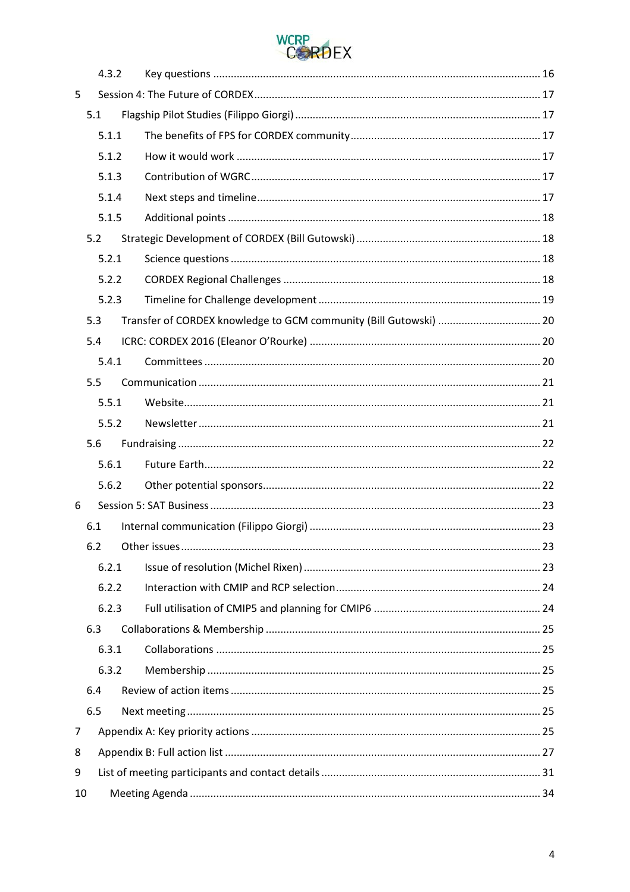4.3.2 Key questions ............ 16

5 Session 4: The Future of CORDEX ............ 17

5.1 Flagship Pilot Studies (Filippo Giorgi) ............ 17

5.1.1 The benefits of FPS for CORDEX community ............ 17

5.1.2 How it would work ............ 17

5.1.3 Contribution of WGRC ............ 17

5.1.4 Next steps and timeline ............ 17

5.1.5 Additional points ............ 18

5.2 Strategic Development of CORDEX (Bill Gutowski) ............ 18

5.2.1 Science questions ............ 18

5.2.2 CORDEX Regional Challenges ............ 18

5.2.3 Timeline for Challenge development ............ 19

5.3 Transfer of CORDEX knowledge to GCM community (Bill Gutowski) ............ 20

5.4 ICRC: CORDEX 2016 (Eleanor O'Rourke) ............ 20

5.4.1 Committees ............ 20

5.5 Communication ............ 21

5.5.1 Website ............ 21

5.5.2 Newsletter ............ 21

5.6 Fundraising ............ 22

5.6.1 Future Earth ............ 22

5.6.2 Other potential sponsors ............ 22

6 Session 5: SAT Business ............ 23

6.1 Internal communication (Filippo Giorgi) ............ 23

6.2 Other issues ............ 23

6.2.1 Issue of resolution (Michel Rixen) ............ 23

6.2.2 Interaction with CMIP and RCP selection ............ 24

6.2.3 Full utilisation of CMIP5 and planning for CMIP6 ............ 24

6.3 Collaborations & Membership ............ 25

6.3.1 Collaborations ............ 25

6.3.2 Membership ............ 25

6.4 Review of action items ............ 25

6.5 Next meeting ............ 25

7 Appendix A: Key priority actions ............ 25

8 Appendix B: Full action list ............ 27

9 List of meeting participants and contact details ............ 31

10 Meeting Agenda ............ 34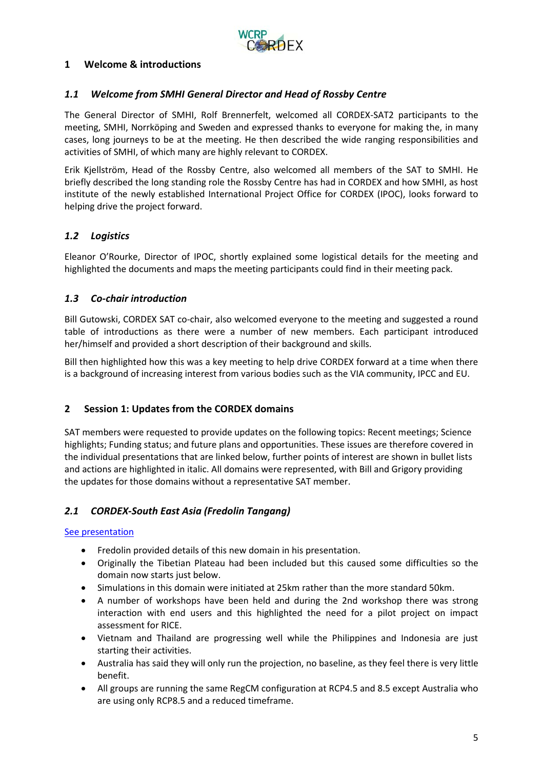# 1 Welcome & introductions

## 1.1 *Welcome from SMHI General Director and Head of Rossby Centre*

The General Director of SMHI, Rolf Brennerfelt, welcomed all CORDEX-SAT2 participants to the meeting, SMHI, Norrköping and Sweden and expressed thanks to everyone for making the, in many cases, long journeys to be at the meeting. He then described the wide ranging responsibilities and activities of SMHI, of which many are highly relevant to CORDEX.

Erik Kjellström, Head of the Rossby Centre, also welcomed all members of the SAT to SMHI. He briefly described the long standing role the Rossby Centre has had in CORDEX and how SMHI, as host institute of the newly established International Project Office for CORDEX (IPOC), looks forward to helping drive the project forward.

## 1.2 *Logistics*

Eleanor O'Rourke, Director of IPOC, shortly explained some logistical details for the meeting and highlighted the documents and maps the meeting participants could find in their meeting pack.

## 1.3 *Co-chair introduction*

Bill Gutowski, CORDEX SAT co-chair, also welcomed everyone to the meeting and suggested a round table of introductions as there were a number of new members. Each participant introduced her/himself and provided a short description of their background and skills.

Bill then highlighted how this was a key meeting to help drive CORDEX forward at a time when there is a background of increasing interest from various bodies such as the VIA community, IPCC and EU.

# 2 Session 1: Updates from the CORDEX domains

SAT members were requested to provide updates on the following topics: Recent meetings; Science highlights; Funding status; and future plans and opportunities. These issues are therefore covered in the individual presentations that are linked below, further points of interest are shown in bullet lists and actions are highlighted in italic. All domains were represented, with Bill and Grigory providing the updates for those domains without a representative SAT member.

## 2.1 *CORDEX-South East Asia (Fredolin Tangang)*

See presentation

- Fredolin provided details of this new domain in his presentation.
- Originally the Tibetian Plateau had been included but this caused some difficulties so the domain now starts just below.
- Simulations in this domain were initiated at 25km rather than the more standard 50km.
- A number of workshops have been held and during the 2nd workshop there was strong interaction with end users and this highlighted the need for a pilot project on impact assessment for RICE.
- Vietnam and Thailand are progressing well while the Philippines and Indonesia are just starting their activities.
- Australia has said they will only run the projection, no baseline, as they feel there is very little benefit.
- All groups are running the same RegCM configuration at RCP4.5 and 8.5 except Australia who are using only RCP8.5 and a reduced timeframe.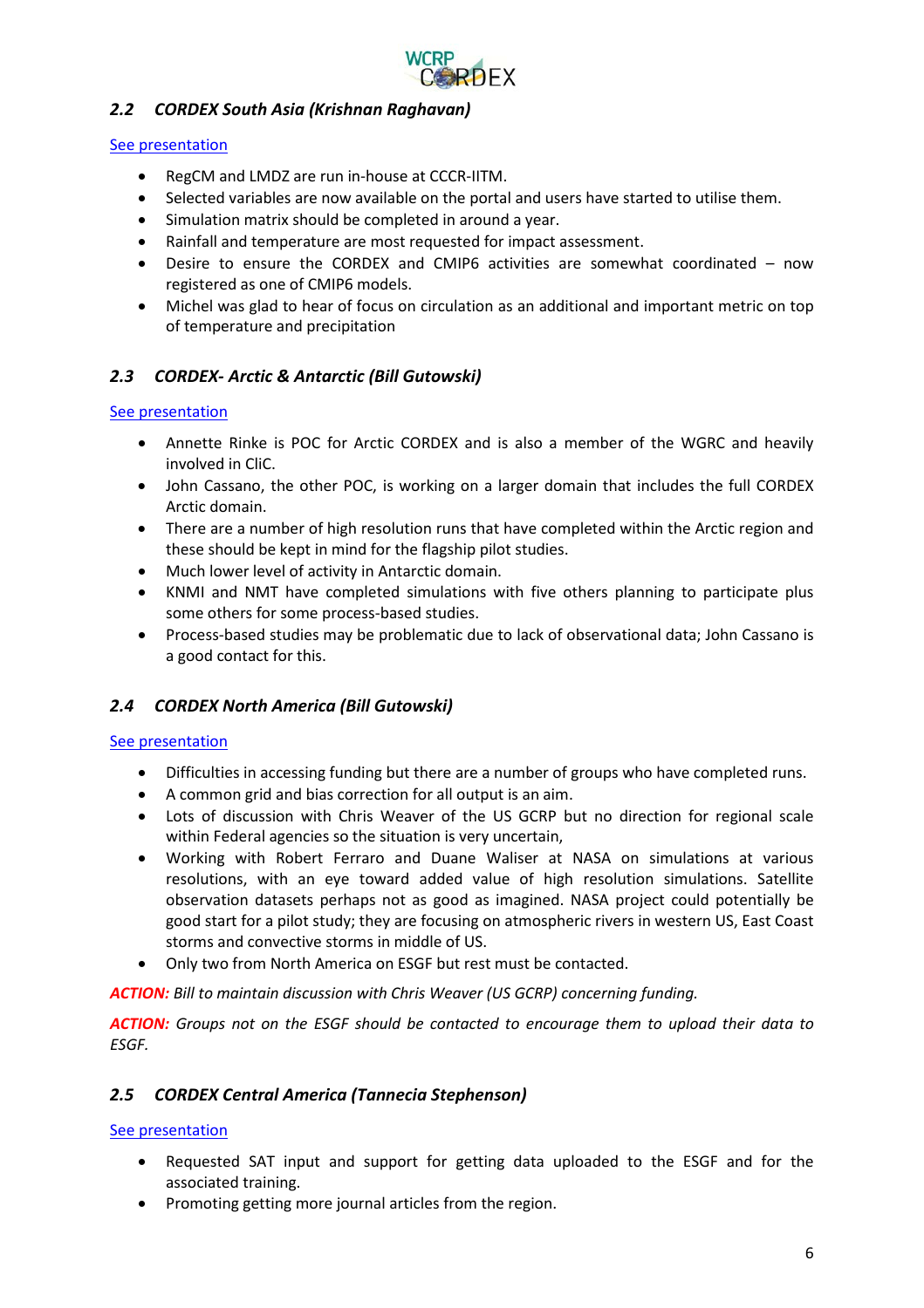### *2.2 CORDEX South Asia (Krishnan Raghavan)*

See presentation

- RegCM and LMDZ are run in-house at CCCR-IITM.
- Selected variables are now available on the portal and users have started to utilise them.
- Simulation matrix should be completed in around a year.
- Rainfall and temperature are most requested for impact assessment.
- Desire to ensure the CORDEX and CMIP6 activities are somewhat coordinated – now registered as one of CMIP6 models.
- Michel was glad to hear of focus on circulation as an additional and important metric on top of temperature and precipitation

### *2.3 CORDEX- Arctic & Antarctic (Bill Gutowski)*

See presentation

- Annette Rinke is POC for Arctic CORDEX and is also a member of the WGRC and heavily involved in CliC.
- John Cassano, the other POC, is working on a larger domain that includes the full CORDEX Arctic domain.
- There are a number of high resolution runs that have completed within the Arctic region and these should be kept in mind for the flagship pilot studies.
- Much lower level of activity in Antarctic domain.
- KNMI and NMT have completed simulations with five others planning to participate plus some others for some process-based studies.
- Process-based studies may be problematic due to lack of observational data; John Cassano is a good contact for this.

### *2.4 CORDEX North America (Bill Gutowski)*

See presentation

- Difficulties in accessing funding but there are a number of groups who have completed runs.
- A common grid and bias correction for all output is an aim.
- Lots of discussion with Chris Weaver of the US GCRP but no direction for regional scale within Federal agencies so the situation is very uncertain,
- Working with Robert Ferraro and Duane Waliser at NASA on simulations at various resolutions, with an eye toward added value of high resolution simulations. Satellite observation datasets perhaps not as good as imagined. NASA project could potentially be good start for a pilot study; they are focusing on atmospheric rivers in western US, East Coast storms and convective storms in middle of US.
- Only two from North America on ESGF but rest must be contacted.

***ACTION:*** *Bill to maintain discussion with Chris Weaver (US GCRP) concerning funding.*

***ACTION:*** *Groups not on the ESGF should be contacted to encourage them to upload their data to ESGF.*

### *2.5 CORDEX Central America (Tannecia Stephenson)*

See presentation

- Requested SAT input and support for getting data uploaded to the ESGF and for the associated training.
- Promoting getting more journal articles from the region.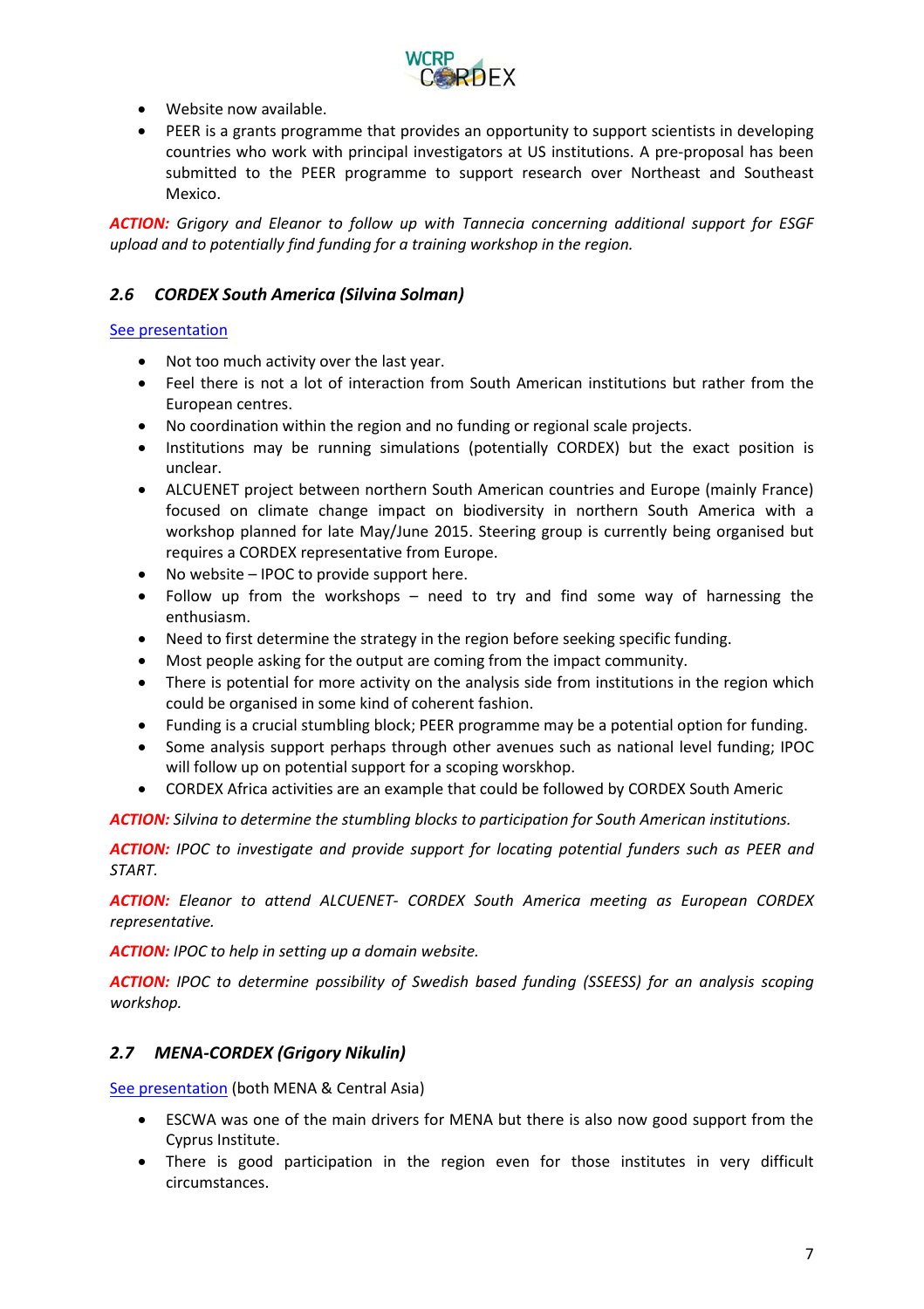- Website now available.
- PEER is a grants programme that provides an opportunity to support scientists in developing countries who work with principal investigators at US institutions. A pre-proposal has been submitted to the PEER programme to support research over Northeast and Southeast Mexico.

***ACTION:*** *Grigory and Eleanor to follow up with Tannecia concerning additional support for ESGF upload and to potentially find funding for a training workshop in the region.*

### *2.6 CORDEX South America (Silvina Solman)*

See presentation

- Not too much activity over the last year.
- Feel there is not a lot of interaction from South American institutions but rather from the European centres.
- No coordination within the region and no funding or regional scale projects.
- Institutions may be running simulations (potentially CORDEX) but the exact position is unclear.
- ALCUENET project between northern South American countries and Europe (mainly France) focused on climate change impact on biodiversity in northern South America with a workshop planned for late May/June 2015. Steering group is currently being organised but requires a CORDEX representative from Europe.
- No website – IPOC to provide support here.
- Follow up from the workshops – need to try and find some way of harnessing the enthusiasm.
- Need to first determine the strategy in the region before seeking specific funding.
- Most people asking for the output are coming from the impact community.
- There is potential for more activity on the analysis side from institutions in the region which could be organised in some kind of coherent fashion.
- Funding is a crucial stumbling block; PEER programme may be a potential option for funding.
- Some analysis support perhaps through other avenues such as national level funding; IPOC will follow up on potential support for a scoping worskhop.
- CORDEX Africa activities are an example that could be followed by CORDEX South Americ

***ACTION:*** *Silvina to determine the stumbling blocks to participation for South American institutions.*

***ACTION:*** *IPOC to investigate and provide support for locating potential funders such as PEER and START.*

***ACTION:*** *Eleanor to attend ALCUENET- CORDEX South America meeting as European CORDEX representative.*

***ACTION:*** *IPOC to help in setting up a domain website.*

***ACTION:*** *IPOC to determine possibility of Swedish based funding (SSEESS) for an analysis scoping workshop.*

### *2.7 MENA-CORDEX (Grigory Nikulin)*

See presentation (both MENA & Central Asia)

- ESCWA was one of the main drivers for MENA but there is also now good support from the Cyprus Institute.
- There is good participation in the region even for those institutes in very difficult circumstances.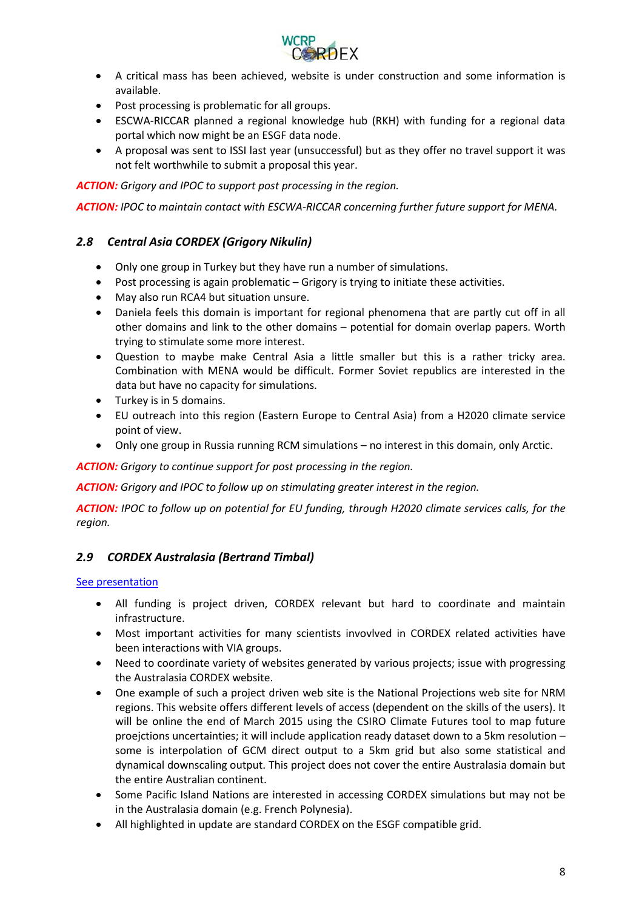- A critical mass has been achieved, website is under construction and some information is available.
- Post processing is problematic for all groups.
- ESCWA-RICCAR planned a regional knowledge hub (RKH) with funding for a regional data portal which now might be an ESGF data node.
- A proposal was sent to ISSI last year (unsuccessful) but as they offer no travel support it was not felt worthwhile to submit a proposal this year.

***ACTION:*** *Grigory and IPOC to support post processing in the region.*

***ACTION:*** *IPOC to maintain contact with ESCWA-RICCAR concerning further future support for MENA.*

### *2.8 Central Asia CORDEX (Grigory Nikulin)*

- Only one group in Turkey but they have run a number of simulations.
- Post processing is again problematic – Grigory is trying to initiate these activities.
- May also run RCA4 but situation unsure.
- Daniela feels this domain is important for regional phenomena that are partly cut off in all other domains and link to the other domains – potential for domain overlap papers. Worth trying to stimulate some more interest.
- Question to maybe make Central Asia a little smaller but this is a rather tricky area. Combination with MENA would be difficult. Former Soviet republics are interested in the data but have no capacity for simulations.
- Turkey is in 5 domains.
- EU outreach into this region (Eastern Europe to Central Asia) from a H2020 climate service point of view.
- Only one group in Russia running RCM simulations – no interest in this domain, only Arctic.

***ACTION:*** *Grigory to continue support for post processing in the region.*

***ACTION:*** *Grigory and IPOC to follow up on stimulating greater interest in the region.*

***ACTION:*** *IPOC to follow up on potential for EU funding, through H2020 climate services calls, for the region.*

### *2.9 CORDEX Australasia (Bertrand Timbal)*

See presentation

- All funding is project driven, CORDEX relevant but hard to coordinate and maintain infrastructure.
- Most important activities for many scientists invovlved in CORDEX related activities have been interactions with VIA groups.
- Need to coordinate variety of websites generated by various projects; issue with progressing the Australasia CORDEX website.
- One example of such a project driven web site is the National Projections web site for NRM regions. This website offers different levels of access (dependent on the skills of the users). It will be online the end of March 2015 using the CSIRO Climate Futures tool to map future proejctions uncertainties; it will include application ready dataset down to a 5km resolution – some is interpolation of GCM direct output to a 5km grid but also some statistical and dynamical downscaling output. This project does not cover the entire Australasia domain but the entire Australian continent.
- Some Pacific Island Nations are interested in accessing CORDEX simulations but may not be in the Australasia domain (e.g. French Polynesia).
- All highlighted in update are standard CORDEX on the ESGF compatible grid.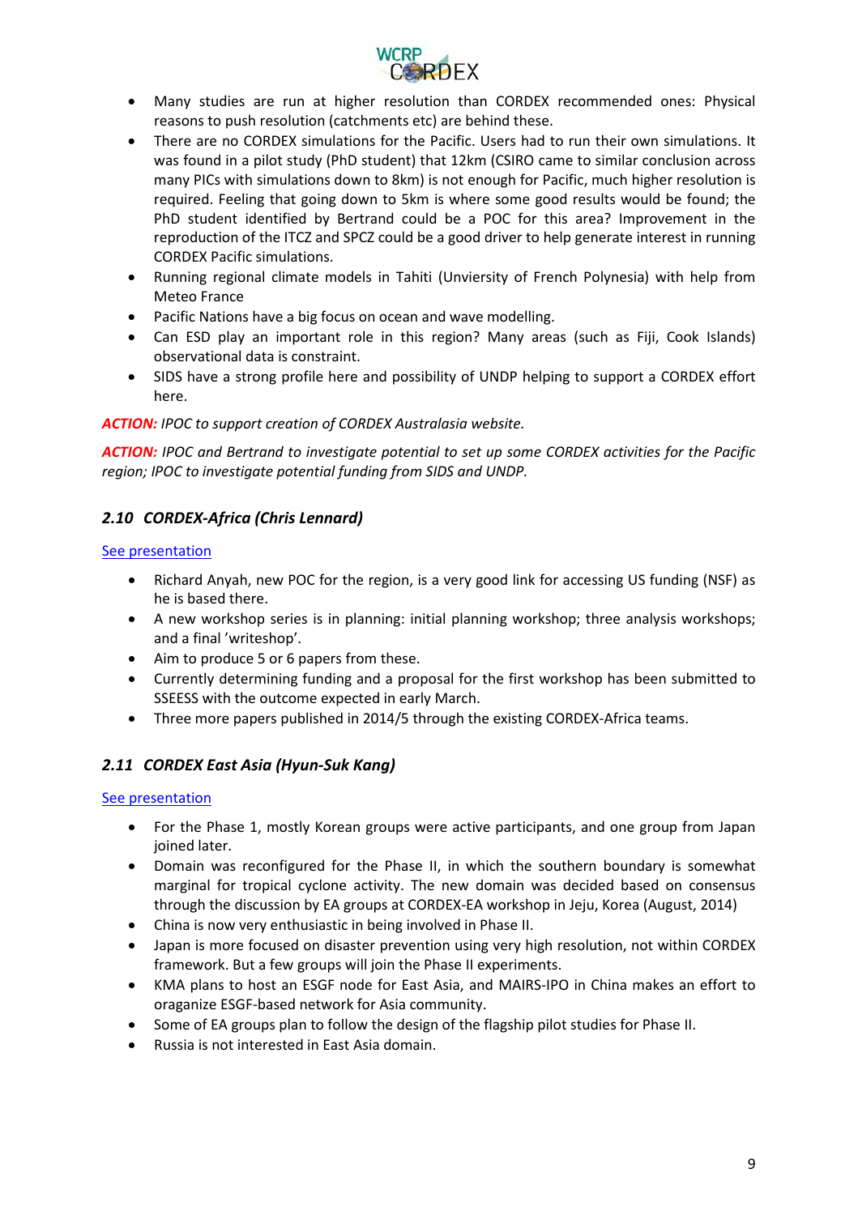- Many studies are run at higher resolution than CORDEX recommended ones: Physical reasons to push resolution (catchments etc) are behind these.
- There are no CORDEX simulations for the Pacific. Users had to run their own simulations. It was found in a pilot study (PhD student) that 12km (CSIRO came to similar conclusion across many PICs with simulations down to 8km) is not enough for Pacific, much higher resolution is required. Feeling that going down to 5km is where some good results would be found; the PhD student identified by Bertrand could be a POC for this area? Improvement in the reproduction of the ITCZ and SPCZ could be a good driver to help generate interest in running CORDEX Pacific simulations.
- Running regional climate models in Tahiti (Unviersity of French Polynesia) with help from Meteo France
- Pacific Nations have a big focus on ocean and wave modelling.
- Can ESD play an important role in this region? Many areas (such as Fiji, Cook Islands) observational data is constraint.
- SIDS have a strong profile here and possibility of UNDP helping to support a CORDEX effort here.

***ACTION:*** *IPOC to support creation of CORDEX Australasia website.*

***ACTION:*** *IPOC and Bertrand to investigate potential to set up some CORDEX activities for the Pacific region; IPOC to investigate potential funding from SIDS and UNDP.*

### *2.10 CORDEX-Africa (Chris Lennard)*

See presentation

- Richard Anyah, new POC for the region, is a very good link for accessing US funding (NSF) as he is based there.
- A new workshop series is in planning: initial planning workshop; three analysis workshops; and a final 'writeshop'.
- Aim to produce 5 or 6 papers from these.
- Currently determining funding and a proposal for the first workshop has been submitted to SSEESS with the outcome expected in early March.
- Three more papers published in 2014/5 through the existing CORDEX-Africa teams.

### *2.11 CORDEX East Asia (Hyun-Suk Kang)*

See presentation

- For the Phase 1, mostly Korean groups were active participants, and one group from Japan joined later.
- Domain was reconfigured for the Phase II, in which the southern boundary is somewhat marginal for tropical cyclone activity. The new domain was decided based on consensus through the discussion by EA groups at CORDEX-EA workshop in Jeju, Korea (August, 2014)
- China is now very enthusiastic in being involved in Phase II.
- Japan is more focused on disaster prevention using very high resolution, not within CORDEX framework. But a few groups will join the Phase II experiments.
- KMA plans to host an ESGF node for East Asia, and MAIRS-IPO in China makes an effort to oraganize ESGF-based network for Asia community.
- Some of EA groups plan to follow the design of the flagship pilot studies for Phase II.
- Russia is not interested in East Asia domain.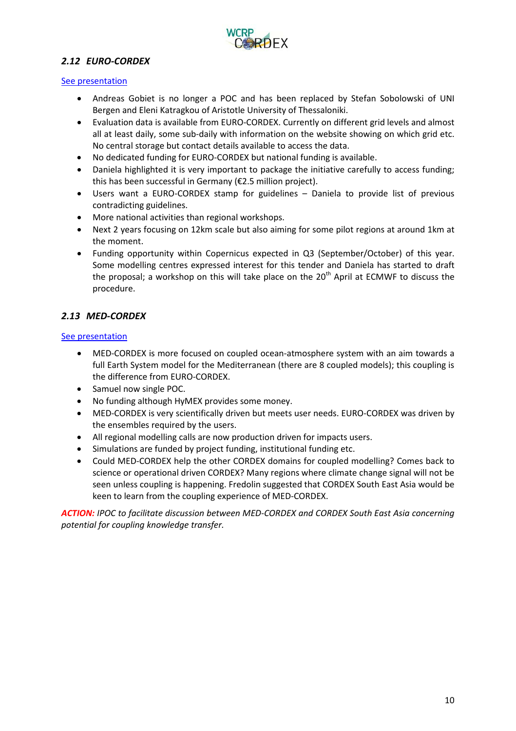### *2.12 EURO-CORDEX*

See presentation

- Andreas Gobiet is no longer a POC and has been replaced by Stefan Sobolowski of UNI Bergen and Eleni Katragkou of Aristotle University of Thessaloniki.
- Evaluation data is available from EURO-CORDEX. Currently on different grid levels and almost all at least daily, some sub-daily with information on the website showing on which grid etc. No central storage but contact details available to access the data.
- No dedicated funding for EURO-CORDEX but national funding is available.
- Daniela highlighted it is very important to package the initiative carefully to access funding; this has been successful in Germany (€2.5 million project).
- Users want a EURO-CORDEX stamp for guidelines – Daniela to provide list of previous contradicting guidelines.
- More national activities than regional workshops.
- Next 2 years focusing on 12km scale but also aiming for some pilot regions at around 1km at the moment.
- Funding opportunity within Copernicus expected in Q3 (September/October) of this year. Some modelling centres expressed interest for this tender and Daniela has started to draft the proposal; a workshop on this will take place on the 20th April at ECMWF to discuss the procedure.

### *2.13 MED-CORDEX*

See presentation

- MED-CORDEX is more focused on coupled ocean-atmosphere system with an aim towards a full Earth System model for the Mediterranean (there are 8 coupled models); this coupling is the difference from EURO-CORDEX.
- Samuel now single POC.
- No funding although HyMEX provides some money.
- MED-CORDEX is very scientifically driven but meets user needs. EURO-CORDEX was driven by the ensembles required by the users.
- All regional modelling calls are now production driven for impacts users.
- Simulations are funded by project funding, institutional funding etc.
- Could MED-CORDEX help the other CORDEX domains for coupled modelling? Comes back to science or operational driven CORDEX? Many regions where climate change signal will not be seen unless coupling is happening. Fredolin suggested that CORDEX South East Asia would be keen to learn from the coupling experience of MED-CORDEX.

***ACTION:*** *IPOC to facilitate discussion between MED-CORDEX and CORDEX South East Asia concerning potential for coupling knowledge transfer.*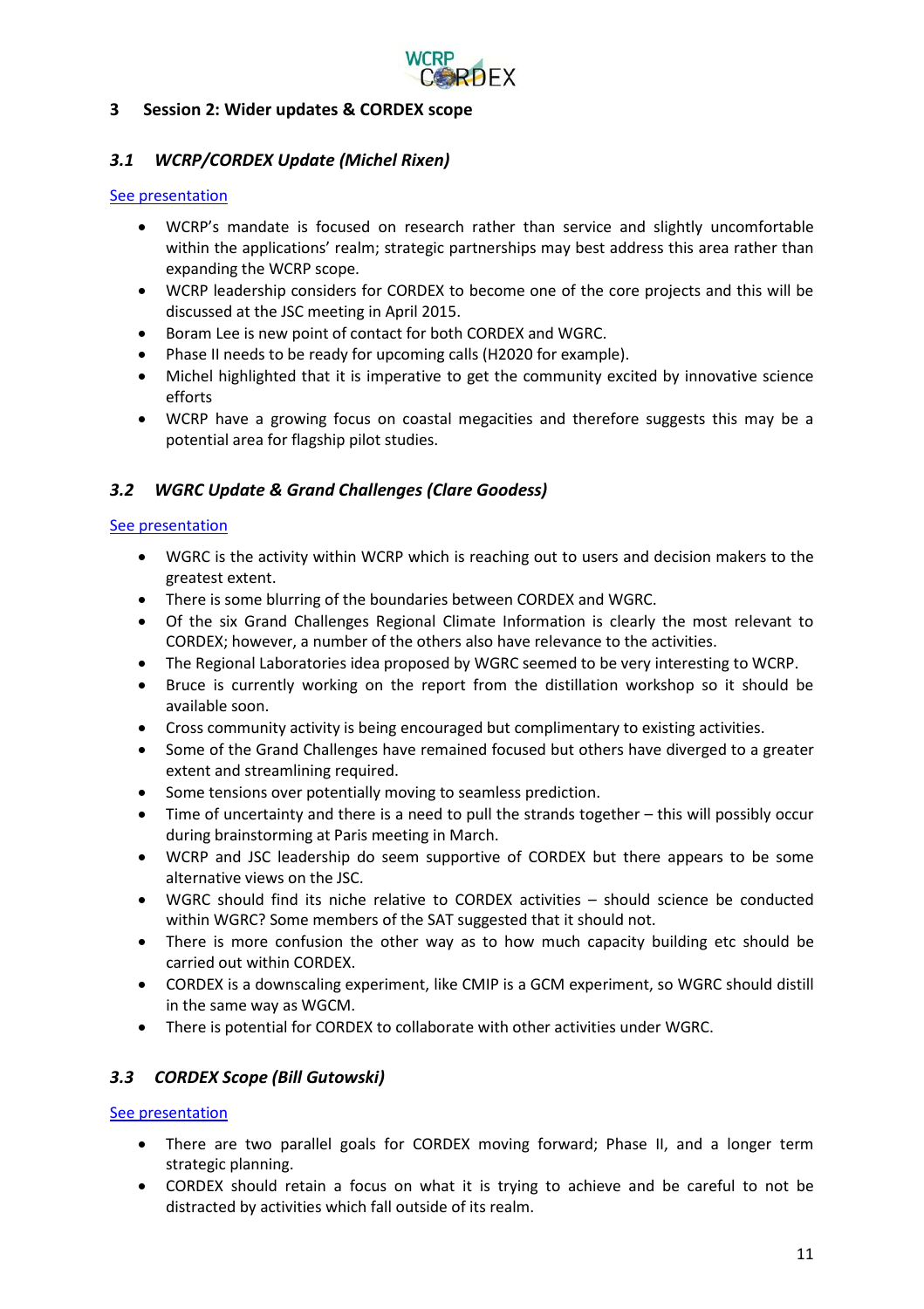## 3 Session 2: Wider updates & CORDEX scope

### *3.1 WCRP/CORDEX Update (Michel Rixen)*

See presentation

- WCRP's mandate is focused on research rather than service and slightly uncomfortable within the applications' realm; strategic partnerships may best address this area rather than expanding the WCRP scope.
- WCRP leadership considers for CORDEX to become one of the core projects and this will be discussed at the JSC meeting in April 2015.
- Boram Lee is new point of contact for both CORDEX and WGRC.
- Phase II needs to be ready for upcoming calls (H2020 for example).
- Michel highlighted that it is imperative to get the community excited by innovative science efforts
- WCRP have a growing focus on coastal megacities and therefore suggests this may be a potential area for flagship pilot studies.

### *3.2 WGRC Update & Grand Challenges (Clare Goodess)*

See presentation

- WGRC is the activity within WCRP which is reaching out to users and decision makers to the greatest extent.
- There is some blurring of the boundaries between CORDEX and WGRC.
- Of the six Grand Challenges Regional Climate Information is clearly the most relevant to CORDEX; however, a number of the others also have relevance to the activities.
- The Regional Laboratories idea proposed by WGRC seemed to be very interesting to WCRP.
- Bruce is currently working on the report from the distillation workshop so it should be available soon.
- Cross community activity is being encouraged but complimentary to existing activities.
- Some of the Grand Challenges have remained focused but others have diverged to a greater extent and streamlining required.
- Some tensions over potentially moving to seamless prediction.
- Time of uncertainty and there is a need to pull the strands together – this will possibly occur during brainstorming at Paris meeting in March.
- WCRP and JSC leadership do seem supportive of CORDEX but there appears to be some alternative views on the JSC.
- WGRC should find its niche relative to CORDEX activities – should science be conducted within WGRC? Some members of the SAT suggested that it should not.
- There is more confusion the other way as to how much capacity building etc should be carried out within CORDEX.
- CORDEX is a downscaling experiment, like CMIP is a GCM experiment, so WGRC should distill in the same way as WGCM.
- There is potential for CORDEX to collaborate with other activities under WGRC.

### *3.3 CORDEX Scope (Bill Gutowski)*

See presentation

- There are two parallel goals for CORDEX moving forward; Phase II, and a longer term strategic planning.
- CORDEX should retain a focus on what it is trying to achieve and be careful to not be distracted by activities which fall outside of its realm.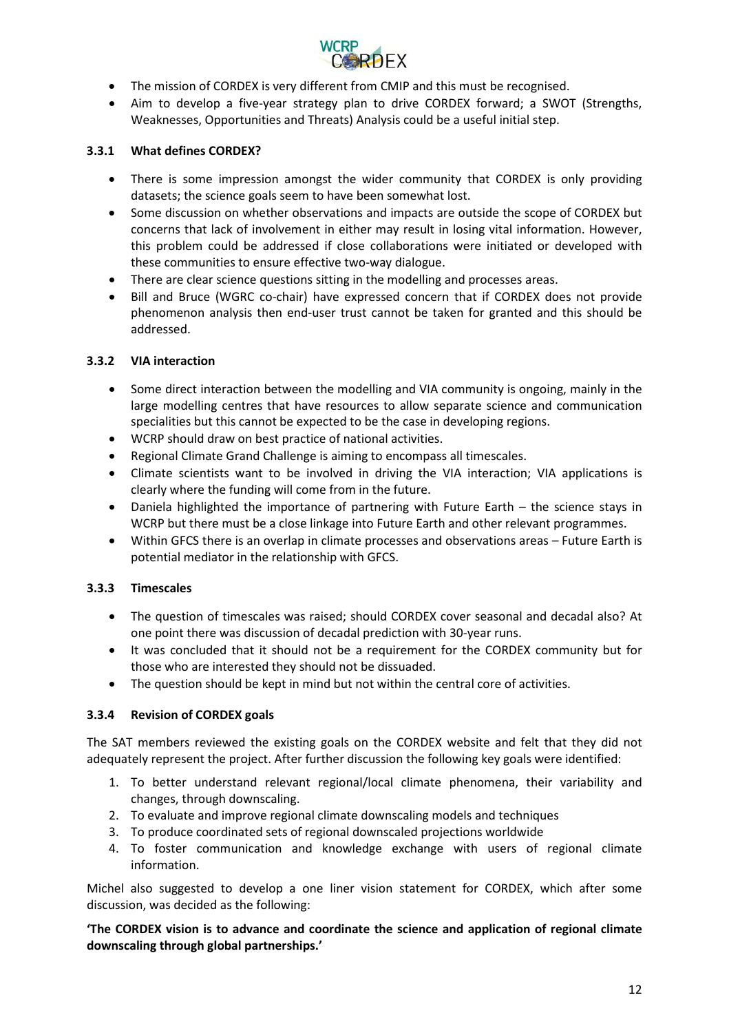- The mission of CORDEX is very different from CMIP and this must be recognised.
- Aim to develop a five-year strategy plan to drive CORDEX forward; a SWOT (Strengths, Weaknesses, Opportunities and Threats) Analysis could be a useful initial step.

### 3.3.1 What defines CORDEX?

- There is some impression amongst the wider community that CORDEX is only providing datasets; the science goals seem to have been somewhat lost.
- Some discussion on whether observations and impacts are outside the scope of CORDEX but concerns that lack of involvement in either may result in losing vital information. However, this problem could be addressed if close collaborations were initiated or developed with these communities to ensure effective two-way dialogue.
- There are clear science questions sitting in the modelling and processes areas.
- Bill and Bruce (WGRC co-chair) have expressed concern that if CORDEX does not provide phenomenon analysis then end-user trust cannot be taken for granted and this should be addressed.

### 3.3.2 VIA interaction

- Some direct interaction between the modelling and VIA community is ongoing, mainly in the large modelling centres that have resources to allow separate science and communication specialities but this cannot be expected to be the case in developing regions.
- WCRP should draw on best practice of national activities.
- Regional Climate Grand Challenge is aiming to encompass all timescales.
- Climate scientists want to be involved in driving the VIA interaction; VIA applications is clearly where the funding will come from in the future.
- Daniela highlighted the importance of partnering with Future Earth – the science stays in WCRP but there must be a close linkage into Future Earth and other relevant programmes.
- Within GFCS there is an overlap in climate processes and observations areas – Future Earth is potential mediator in the relationship with GFCS.

### 3.3.3 Timescales

- The question of timescales was raised; should CORDEX cover seasonal and decadal also? At one point there was discussion of decadal prediction with 30-year runs.
- It was concluded that it should not be a requirement for the CORDEX community but for those who are interested they should not be dissuaded.
- The question should be kept in mind but not within the central core of activities.

### 3.3.4 Revision of CORDEX goals

The SAT members reviewed the existing goals on the CORDEX website and felt that they did not adequately represent the project. After further discussion the following key goals were identified:

1. To better understand relevant regional/local climate phenomena, their variability and changes, through downscaling.
2. To evaluate and improve regional climate downscaling models and techniques
3. To produce coordinated sets of regional downscaled projections worldwide
4. To foster communication and knowledge exchange with users of regional climate information.

Michel also suggested to develop a one liner vision statement for CORDEX, which after some discussion, was decided as the following:

**'The CORDEX vision is to advance and coordinate the science and application of regional climate downscaling through global partnerships.'**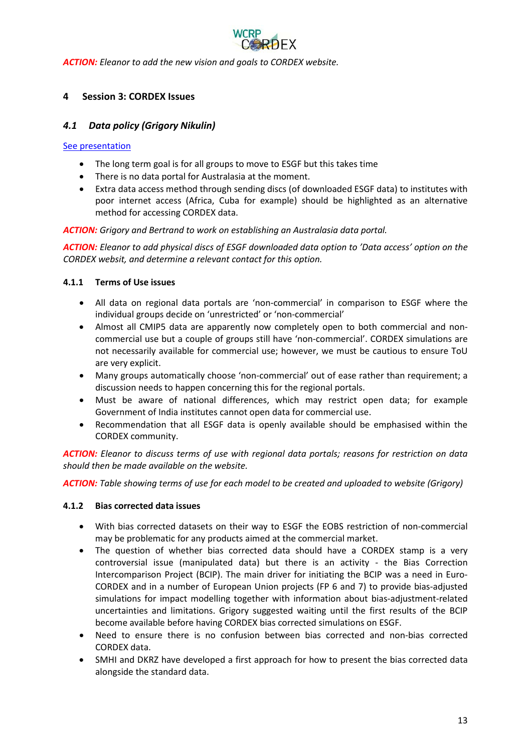***ACTION:*** *Eleanor to add the new vision and goals to CORDEX website.*

## 4 Session 3: CORDEX Issues

### *4.1 Data policy (Grigory Nikulin)*

See presentation

- The long term goal is for all groups to move to ESGF but this takes time
- There is no data portal for Australasia at the moment.
- Extra data access method through sending discs (of downloaded ESGF data) to institutes with poor internet access (Africa, Cuba for example) should be highlighted as an alternative method for accessing CORDEX data.

***ACTION:*** *Grigory and Bertrand to work on establishing an Australasia data portal.*

***ACTION:*** *Eleanor to add physical discs of ESGF downloaded data option to 'Data access' option on the CORDEX websit, and determine a relevant contact for this option.*

#### 4.1.1 Terms of Use issues

- All data on regional data portals are 'non-commercial' in comparison to ESGF where the individual groups decide on 'unrestricted' or 'non-commercial'
- Almost all CMIP5 data are apparently now completely open to both commercial and non-commercial use but a couple of groups still have 'non-commercial'. CORDEX simulations are not necessarily available for commercial use; however, we must be cautious to ensure ToU are very explicit.
- Many groups automatically choose 'non-commercial' out of ease rather than requirement; a discussion needs to happen concerning this for the regional portals.
- Must be aware of national differences, which may restrict open data; for example Government of India institutes cannot open data for commercial use.
- Recommendation that all ESGF data is openly available should be emphasised within the CORDEX community.

***ACTION:*** *Eleanor to discuss terms of use with regional data portals; reasons for restriction on data should then be made available on the website.*

***ACTION:*** *Table showing terms of use for each model to be created and uploaded to website (Grigory)*

#### 4.1.2 Bias corrected data issues

- With bias corrected datasets on their way to ESGF the EOBS restriction of non-commercial may be problematic for any products aimed at the commercial market.
- The question of whether bias corrected data should have a CORDEX stamp is a very controversial issue (manipulated data) but there is an activity - the Bias Correction Intercomparison Project (BCIP). The main driver for initiating the BCIP was a need in Euro-CORDEX and in a number of European Union projects (FP 6 and 7) to provide bias-adjusted simulations for impact modelling together with information about bias-adjustment-related uncertainties and limitations. Grigory suggested waiting until the first results of the BCIP become available before having CORDEX bias corrected simulations on ESGF.
- Need to ensure there is no confusion between bias corrected and non-bias corrected CORDEX data.
- SMHI and DKRZ have developed a first approach for how to present the bias corrected data alongside the standard data.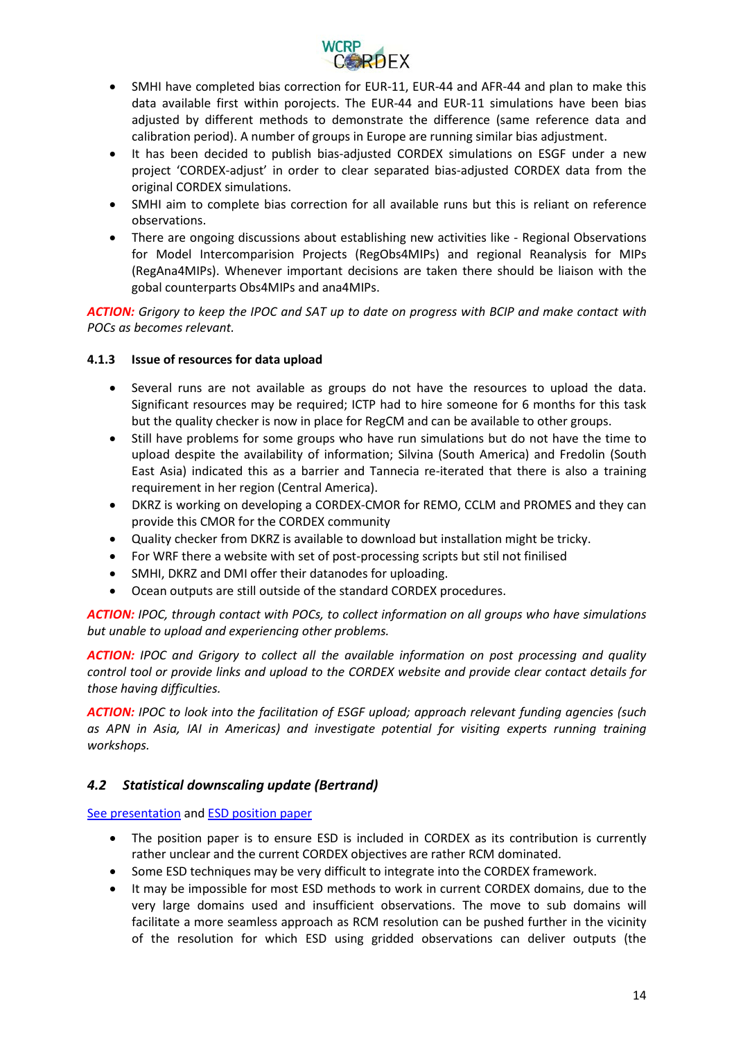- SMHI have completed bias correction for EUR-11, EUR-44 and AFR-44 and plan to make this data available first within porojects. The EUR-44 and EUR-11 simulations have been bias adjusted by different methods to demonstrate the difference (same reference data and calibration period). A number of groups in Europe are running similar bias adjustment.
- It has been decided to publish bias-adjusted CORDEX simulations on ESGF under a new project 'CORDEX-adjust' in order to clear separated bias-adjusted CORDEX data from the original CORDEX simulations.
- SMHI aim to complete bias correction for all available runs but this is reliant on reference observations.
- There are ongoing discussions about establishing new activities like - Regional Observations for Model Intercomparision Projects (RegObs4MIPs) and regional Reanalysis for MIPs (RegAna4MIPs). Whenever important decisions are taken there should be liaison with the gobal counterparts Obs4MIPs and ana4MIPs.

***ACTION:*** *Grigory to keep the IPOC and SAT up to date on progress with BCIP and make contact with POCs as becomes relevant.*

### 4.1.3 Issue of resources for data upload

- Several runs are not available as groups do not have the resources to upload the data. Significant resources may be required; ICTP had to hire someone for 6 months for this task but the quality checker is now in place for RegCM and can be available to other groups.
- Still have problems for some groups who have run simulations but do not have the time to upload despite the availability of information; Silvina (South America) and Fredolin (South East Asia) indicated this as a barrier and Tannecia re-iterated that there is also a training requirement in her region (Central America).
- DKRZ is working on developing a CORDEX-CMOR for REMO, CCLM and PROMES and they can provide this CMOR for the CORDEX community
- Quality checker from DKRZ is available to download but installation might be tricky.
- For WRF there a website with set of post-processing scripts but stil not finilised
- SMHI, DKRZ and DMI offer their datanodes for uploading.
- Ocean outputs are still outside of the standard CORDEX procedures.

***ACTION:*** *IPOC, through contact with POCs, to collect information on all groups who have simulations but unable to upload and experiencing other problems.*

***ACTION:*** *IPOC and Grigory to collect all the available information on post processing and quality control tool or provide links and upload to the CORDEX website and provide clear contact details for those having difficulties.*

***ACTION:*** *IPOC to look into the facilitation of ESGF upload; approach relevant funding agencies (such as APN in Asia, IAI in Americas) and investigate potential for visiting experts running training workshops.*

## *4.2 Statistical downscaling update (Bertrand)*

See presentation and ESD position paper

- The position paper is to ensure ESD is included in CORDEX as its contribution is currently rather unclear and the current CORDEX objectives are rather RCM dominated.
- Some ESD techniques may be very difficult to integrate into the CORDEX framework.
- It may be impossible for most ESD methods to work in current CORDEX domains, due to the very large domains used and insufficient observations. The move to sub domains will facilitate a more seamless approach as RCM resolution can be pushed further in the vicinity of the resolution for which ESD using gridded observations can deliver outputs (the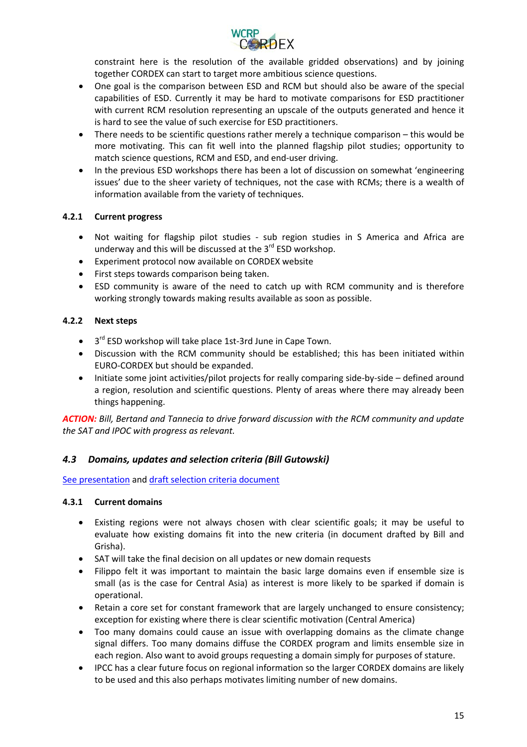constraint here is the resolution of the available gridded observations) and by joining together CORDEX can start to target more ambitious science questions.

- One goal is the comparison between ESD and RCM but should also be aware of the special capabilities of ESD. Currently it may be hard to motivate comparisons for ESD practitioner with current RCM resolution representing an upscale of the outputs generated and hence it is hard to see the value of such exercise for ESD practitioners.
- There needs to be scientific questions rather merely a technique comparison – this would be more motivating. This can fit well into the planned flagship pilot studies; opportunity to match science questions, RCM and ESD, and end-user driving.
- In the previous ESD workshops there has been a lot of discussion on somewhat 'engineering issues' due to the sheer variety of techniques, not the case with RCMs; there is a wealth of information available from the variety of techniques.

### 4.2.1 Current progress

- Not waiting for flagship pilot studies - sub region studies in S America and Africa are underway and this will be discussed at the 3rd ESD workshop.
- Experiment protocol now available on CORDEX website
- First steps towards comparison being taken.
- ESD community is aware of the need to catch up with RCM community and is therefore working strongly towards making results available as soon as possible.

### 4.2.2 Next steps

- 3rd ESD workshop will take place 1st-3rd June in Cape Town.
- Discussion with the RCM community should be established; this has been initiated within EURO-CORDEX but should be expanded.
- Initiate some joint activities/pilot projects for really comparing side-by-side – defined around a region, resolution and scientific questions. Plenty of areas where there may already been things happening.

***ACTION:*** *Bill, Bertand and Tannecia to drive forward discussion with the RCM community and update the SAT and IPOC with progress as relevant.*

## *4.3 Domains, updates and selection criteria (Bill Gutowski)*

See presentation and draft selection criteria document

### 4.3.1 Current domains

- Existing regions were not always chosen with clear scientific goals; it may be useful to evaluate how existing domains fit into the new criteria (in document drafted by Bill and Grisha).
- SAT will take the final decision on all updates or new domain requests
- Filippo felt it was important to maintain the basic large domains even if ensemble size is small (as is the case for Central Asia) as interest is more likely to be sparked if domain is operational.
- Retain a core set for constant framework that are largely unchanged to ensure consistency; exception for existing where there is clear scientific motivation (Central America)
- Too many domains could cause an issue with overlapping domains as the climate change signal differs. Too many domains diffuse the CORDEX program and limits ensemble size in each region. Also want to avoid groups requesting a domain simply for purposes of stature.
- IPCC has a clear future focus on regional information so the larger CORDEX domains are likely to be used and this also perhaps motivates limiting number of new domains.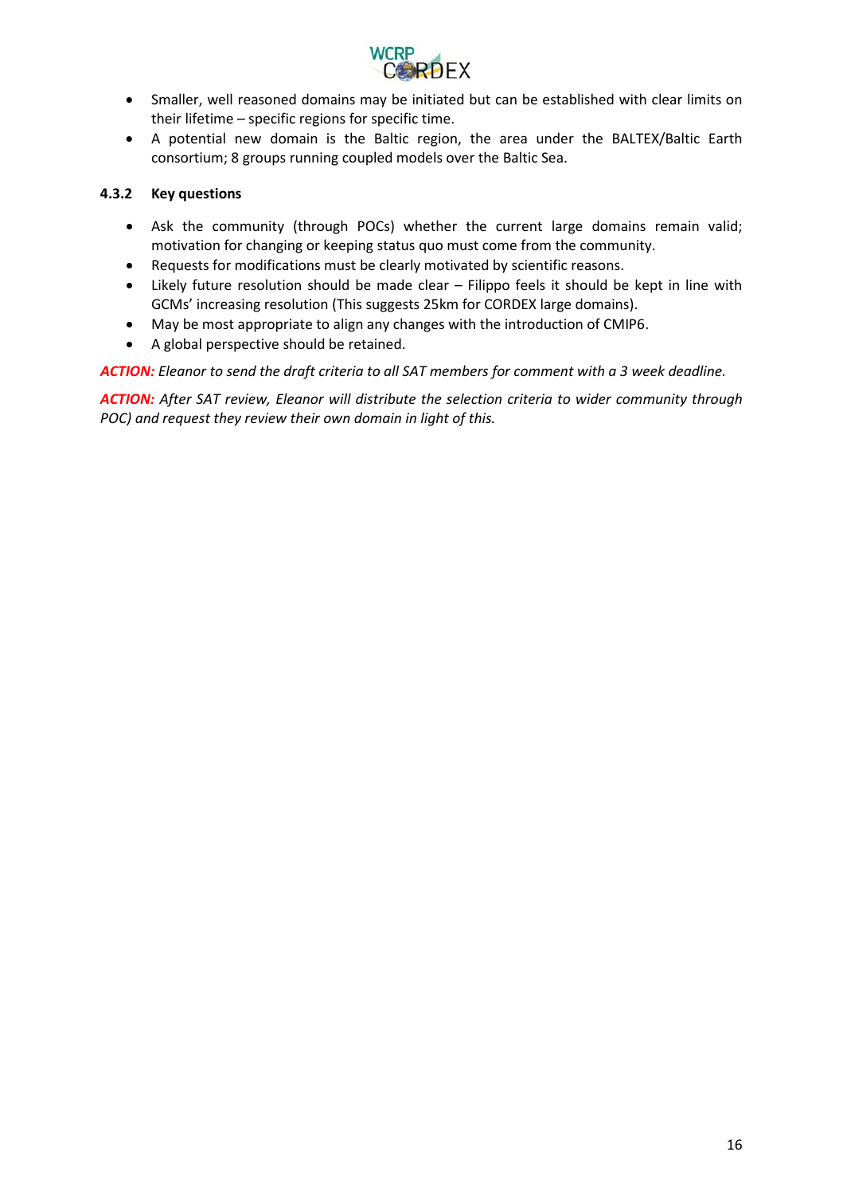- Smaller, well reasoned domains may be initiated but can be established with clear limits on their lifetime – specific regions for specific time.
- A potential new domain is the Baltic region, the area under the BALTEX/Baltic Earth consortium; 8 groups running coupled models over the Baltic Sea.

#### 4.3.2 Key questions

- Ask the community (through POCs) whether the current large domains remain valid; motivation for changing or keeping status quo must come from the community.
- Requests for modifications must be clearly motivated by scientific reasons.
- Likely future resolution should be made clear – Filippo feels it should be kept in line with GCMs' increasing resolution (This suggests 25km for CORDEX large domains).
- May be most appropriate to align any changes with the introduction of CMIP6.
- A global perspective should be retained.

***ACTION:*** *Eleanor to send the draft criteria to all SAT members for comment with a 3 week deadline.*

***ACTION:*** *After SAT review, Eleanor will distribute the selection criteria to wider community through POC) and request they review their own domain in light of this.*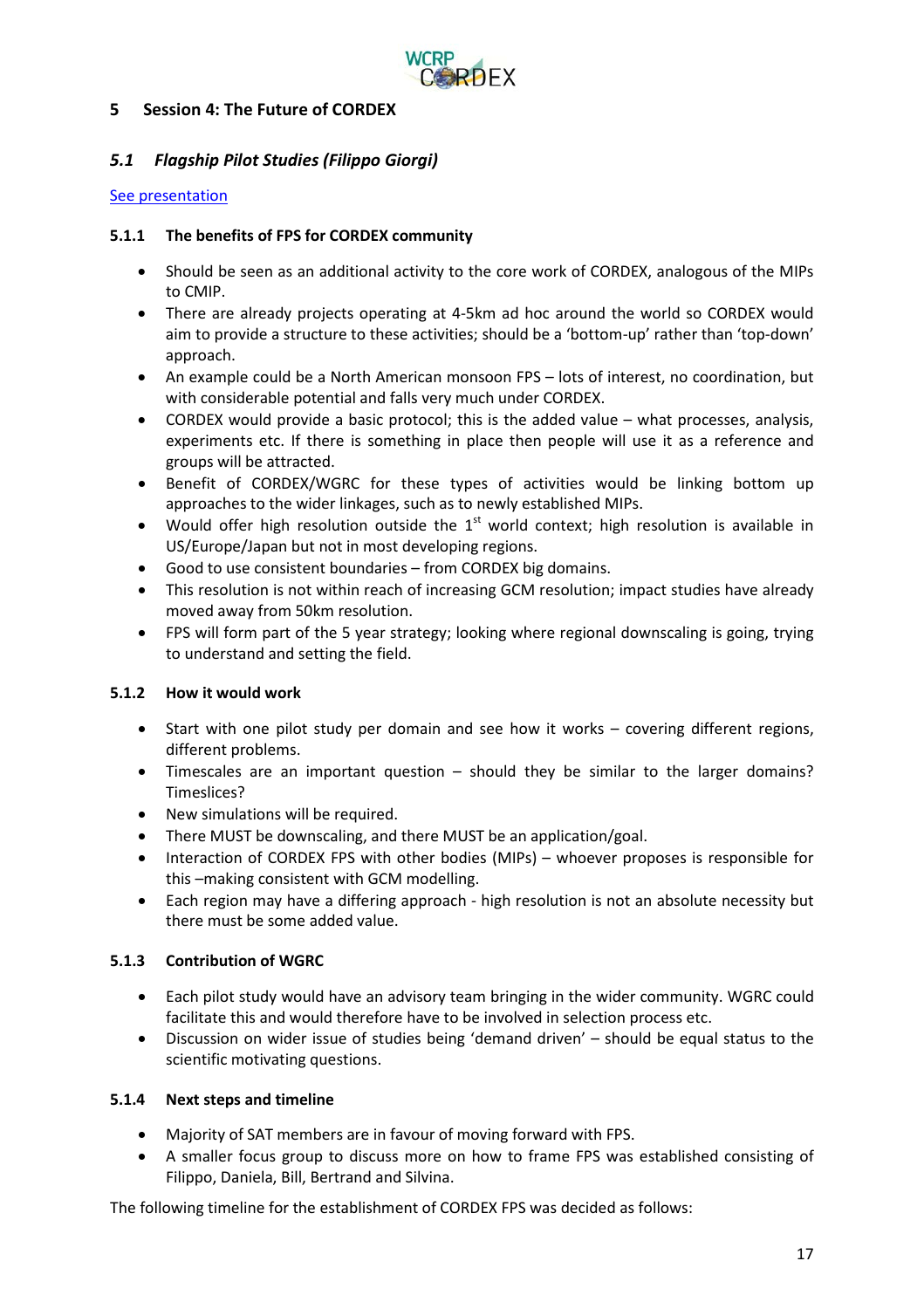# 5 Session 4: The Future of CORDEX

## *5.1 Flagship Pilot Studies (Filippo Giorgi)*

See presentation

### 5.1.1 The benefits of FPS for CORDEX community

- Should be seen as an additional activity to the core work of CORDEX, analogous of the MIPs to CMIP.
- There are already projects operating at 4-5km ad hoc around the world so CORDEX would aim to provide a structure to these activities; should be a 'bottom-up' rather than 'top-down' approach.
- An example could be a North American monsoon FPS – lots of interest, no coordination, but with considerable potential and falls very much under CORDEX.
- CORDEX would provide a basic protocol; this is the added value – what processes, analysis, experiments etc. If there is something in place then people will use it as a reference and groups will be attracted.
- Benefit of CORDEX/WGRC for these types of activities would be linking bottom up approaches to the wider linkages, such as to newly established MIPs.
- Would offer high resolution outside the 1st world context; high resolution is available in US/Europe/Japan but not in most developing regions.
- Good to use consistent boundaries – from CORDEX big domains.
- This resolution is not within reach of increasing GCM resolution; impact studies have already moved away from 50km resolution.
- FPS will form part of the 5 year strategy; looking where regional downscaling is going, trying to understand and setting the field.

### 5.1.2 How it would work

- Start with one pilot study per domain and see how it works – covering different regions, different problems.
- Timescales are an important question – should they be similar to the larger domains? Timeslices?
- New simulations will be required.
- There MUST be downscaling, and there MUST be an application/goal.
- Interaction of CORDEX FPS with other bodies (MIPs) – whoever proposes is responsible for this –making consistent with GCM modelling.
- Each region may have a differing approach - high resolution is not an absolute necessity but there must be some added value.

### 5.1.3 Contribution of WGRC

- Each pilot study would have an advisory team bringing in the wider community. WGRC could facilitate this and would therefore have to be involved in selection process etc.
- Discussion on wider issue of studies being 'demand driven' – should be equal status to the scientific motivating questions.

### 5.1.4 Next steps and timeline

- Majority of SAT members are in favour of moving forward with FPS.
- A smaller focus group to discuss more on how to frame FPS was established consisting of Filippo, Daniela, Bill, Bertrand and Silvina.

The following timeline for the establishment of CORDEX FPS was decided as follows: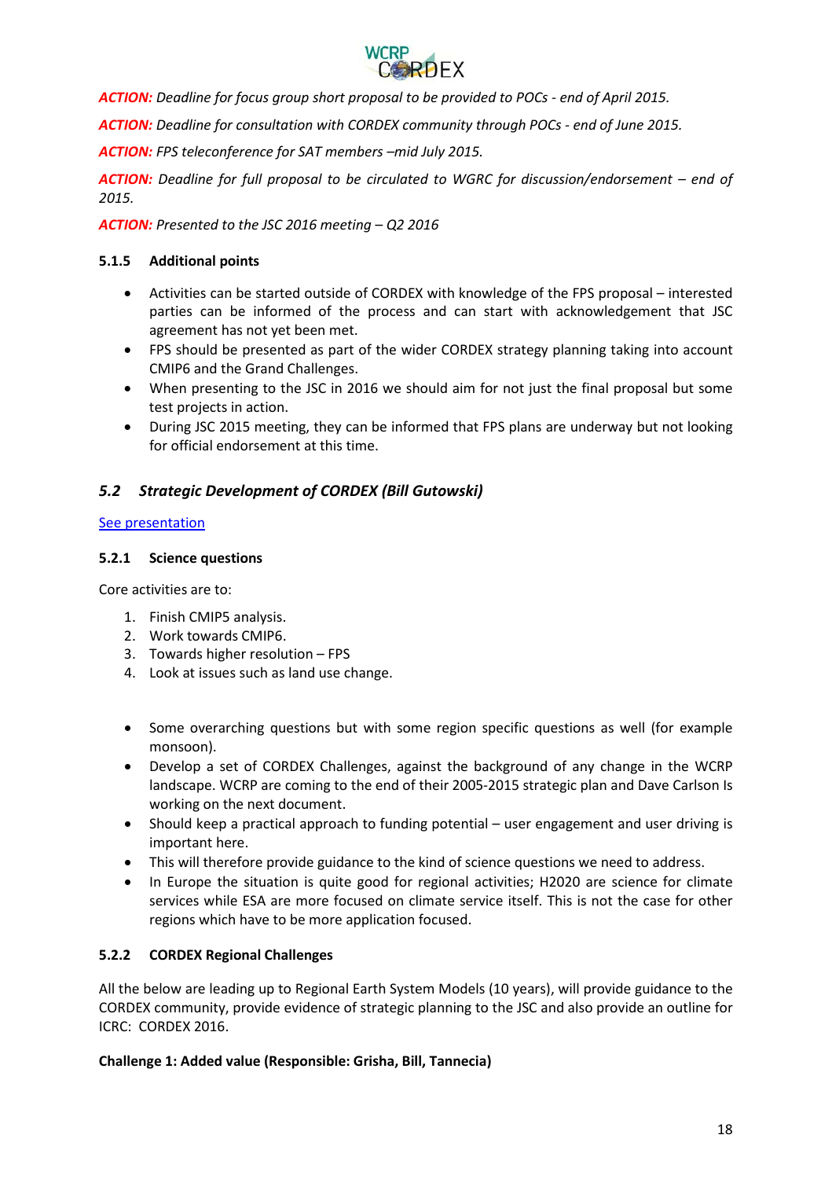***ACTION:*** *Deadline for focus group short proposal to be provided to POCs - end of April 2015.*

***ACTION:*** *Deadline for consultation with CORDEX community through POCs - end of June 2015.*

***ACTION:*** *FPS teleconference for SAT members –mid July 2015.*

***ACTION:*** *Deadline for full proposal to be circulated to WGRC for discussion/endorsement – end of 2015.*

***ACTION:*** *Presented to the JSC 2016 meeting – Q2 2016*

#### 5.1.5 Additional points

- Activities can be started outside of CORDEX with knowledge of the FPS proposal – interested parties can be informed of the process and can start with acknowledgement that JSC agreement has not yet been met.
- FPS should be presented as part of the wider CORDEX strategy planning taking into account CMIP6 and the Grand Challenges.
- When presenting to the JSC in 2016 we should aim for not just the final proposal but some test projects in action.
- During JSC 2015 meeting, they can be informed that FPS plans are underway but not looking for official endorsement at this time.

### *5.2 Strategic Development of CORDEX (Bill Gutowski)*

See presentation

#### 5.2.1 Science questions

Core activities are to:

1. Finish CMIP5 analysis.
2. Work towards CMIP6.
3. Towards higher resolution – FPS
4. Look at issues such as land use change.

- Some overarching questions but with some region specific questions as well (for example monsoon).
- Develop a set of CORDEX Challenges, against the background of any change in the WCRP landscape. WCRP are coming to the end of their 2005-2015 strategic plan and Dave Carlson Is working on the next document.
- Should keep a practical approach to funding potential – user engagement and user driving is important here.
- This will therefore provide guidance to the kind of science questions we need to address.
- In Europe the situation is quite good for regional activities; H2020 are science for climate services while ESA are more focused on climate service itself. This is not the case for other regions which have to be more application focused.

#### 5.2.2 CORDEX Regional Challenges

All the below are leading up to Regional Earth System Models (10 years), will provide guidance to the CORDEX community, provide evidence of strategic planning to the JSC and also provide an outline for ICRC: CORDEX 2016.

**Challenge 1: Added value (Responsible: Grisha, Bill, Tannecia)**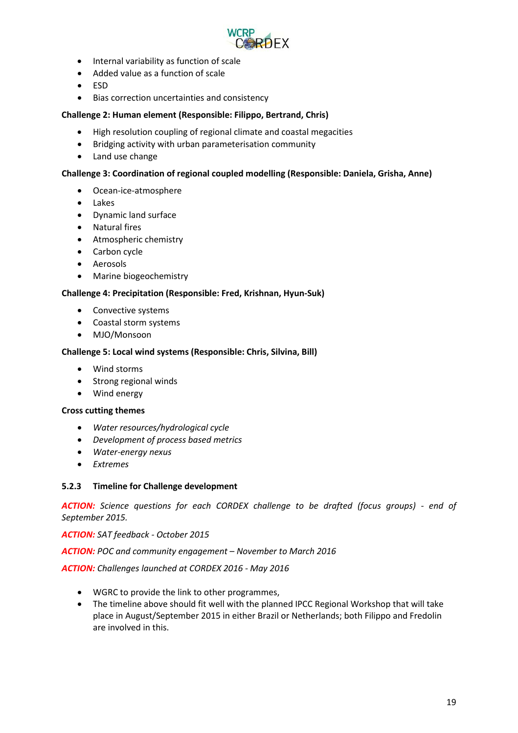- Internal variability as function of scale
- Added value as a function of scale
- ESD
- Bias correction uncertainties and consistency

**Challenge 2: Human element (Responsible: Filippo, Bertrand, Chris)**

- High resolution coupling of regional climate and coastal megacities
- Bridging activity with urban parameterisation community
- Land use change

**Challenge 3: Coordination of regional coupled modelling (Responsible: Daniela, Grisha, Anne)**

- Ocean-ice-atmosphere
- Lakes
- Dynamic land surface
- Natural fires
- Atmospheric chemistry
- Carbon cycle
- Aerosols
- Marine biogeochemistry

**Challenge 4: Precipitation (Responsible: Fred, Krishnan, Hyun-Suk)**

- Convective systems
- Coastal storm systems
- MJO/Monsoon

**Challenge 5: Local wind systems (Responsible: Chris, Silvina, Bill)**

- Wind storms
- Strong regional winds
- Wind energy

**Cross cutting themes**

- *Water resources/hydrological cycle*
- *Development of process based metrics*
- *Water-energy nexus*
- *Extremes*

### 5.2.3 Timeline for Challenge development

***ACTION:*** *Science questions for each CORDEX challenge to be drafted (focus groups) - end of September 2015.*

***ACTION:*** *SAT feedback - October 2015*

***ACTION:*** *POC and community engagement – November to March 2016*

***ACTION:*** *Challenges launched at CORDEX 2016 - May 2016*

- WGRC to provide the link to other programmes,
- The timeline above should fit well with the planned IPCC Regional Workshop that will take place in August/September 2015 in either Brazil or Netherlands; both Filippo and Fredolin are involved in this.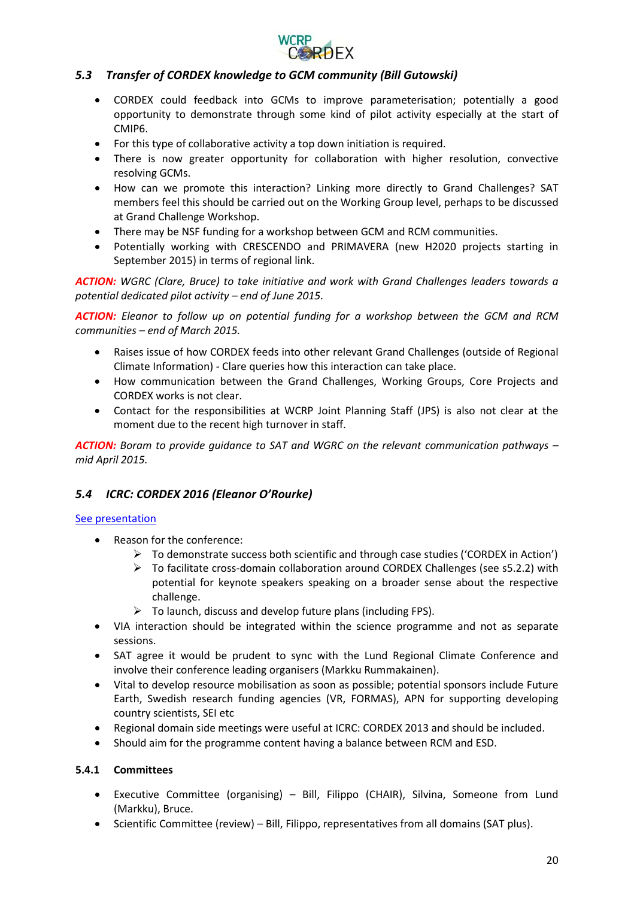### *5.3 Transfer of CORDEX knowledge to GCM community (Bill Gutowski)*

- CORDEX could feedback into GCMs to improve parameterisation; potentially a good opportunity to demonstrate through some kind of pilot activity especially at the start of CMIP6.
- For this type of collaborative activity a top down initiation is required.
- There is now greater opportunity for collaboration with higher resolution, convective resolving GCMs.
- How can we promote this interaction? Linking more directly to Grand Challenges? SAT members feel this should be carried out on the Working Group level, perhaps to be discussed at Grand Challenge Workshop.
- There may be NSF funding for a workshop between GCM and RCM communities.
- Potentially working with CRESCENDO and PRIMAVERA (new H2020 projects starting in September 2015) in terms of regional link.

***ACTION:*** *WGRC (Clare, Bruce) to take initiative and work with Grand Challenges leaders towards a potential dedicated pilot activity – end of June 2015.*

***ACTION:*** *Eleanor to follow up on potential funding for a workshop between the GCM and RCM communities – end of March 2015.*

- Raises issue of how CORDEX feeds into other relevant Grand Challenges (outside of Regional Climate Information) - Clare queries how this interaction can take place.
- How communication between the Grand Challenges, Working Groups, Core Projects and CORDEX works is not clear.
- Contact for the responsibilities at WCRP Joint Planning Staff (JPS) is also not clear at the moment due to the recent high turnover in staff.

***ACTION:*** *Boram to provide guidance to SAT and WGRC on the relevant communication pathways – mid April 2015.*

### *5.4 ICRC: CORDEX 2016 (Eleanor O'Rourke)*

See presentation

- Reason for the conference:
  - To demonstrate success both scientific and through case studies ('CORDEX in Action')
  - To facilitate cross-domain collaboration around CORDEX Challenges (see s5.2.2) with potential for keynote speakers speaking on a broader sense about the respective challenge.
  - To launch, discuss and develop future plans (including FPS).
- VIA interaction should be integrated within the science programme and not as separate sessions.
- SAT agree it would be prudent to sync with the Lund Regional Climate Conference and involve their conference leading organisers (Markku Rummakainen).
- Vital to develop resource mobilisation as soon as possible; potential sponsors include Future Earth, Swedish research funding agencies (VR, FORMAS), APN for supporting developing country scientists, SEI etc
- Regional domain side meetings were useful at ICRC: CORDEX 2013 and should be included.
- Should aim for the programme content having a balance between RCM and ESD.

#### 5.4.1 Committees

- Executive Committee (organising) – Bill, Filippo (CHAIR), Silvina, Someone from Lund (Markku), Bruce.
- Scientific Committee (review) – Bill, Filippo, representatives from all domains (SAT plus).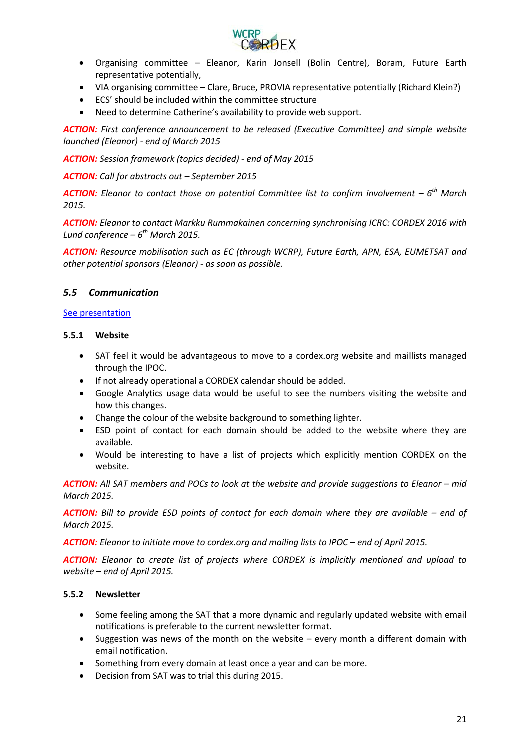- Organising committee – Eleanor, Karin Jonsell (Bolin Centre), Boram, Future Earth representative potentially,
- VIA organising committee – Clare, Bruce, PROVIA representative potentially (Richard Klein?)
- ECS' should be included within the committee structure
- Need to determine Catherine's availability to provide web support.

***ACTION:*** *First conference announcement to be released (Executive Committee) and simple website launched (Eleanor) - end of March 2015*

***ACTION:*** *Session framework (topics decided) - end of May 2015*

***ACTION:*** *Call for abstracts out – September 2015*

***ACTION:*** *Eleanor to contact those on potential Committee list to confirm involvement – 6th March 2015.*

***ACTION:*** *Eleanor to contact Markku Rummakainen concerning synchronising ICRC: CORDEX 2016 with Lund conference – 6th March 2015.*

***ACTION:*** *Resource mobilisation such as EC (through WCRP), Future Earth, APN, ESA, EUMETSAT and other potential sponsors (Eleanor) - as soon as possible.*

### *5.5 Communication*

See presentation

#### 5.5.1 Website

- SAT feel it would be advantageous to move to a cordex.org website and maillists managed through the IPOC.
- If not already operational a CORDEX calendar should be added.
- Google Analytics usage data would be useful to see the numbers visiting the website and how this changes.
- Change the colour of the website background to something lighter.
- ESD point of contact for each domain should be added to the website where they are available.
- Would be interesting to have a list of projects which explicitly mention CORDEX on the website.

***ACTION:*** *All SAT members and POCs to look at the website and provide suggestions to Eleanor – mid March 2015.*

***ACTION:*** *Bill to provide ESD points of contact for each domain where they are available – end of March 2015.*

***ACTION:*** *Eleanor to initiate move to cordex.org and mailing lists to IPOC – end of April 2015.*

***ACTION:*** *Eleanor to create list of projects where CORDEX is implicitly mentioned and upload to website – end of April 2015.*

#### 5.5.2 Newsletter

- Some feeling among the SAT that a more dynamic and regularly updated website with email notifications is preferable to the current newsletter format.
- Suggestion was news of the month on the website – every month a different domain with email notification.
- Something from every domain at least once a year and can be more.
- Decision from SAT was to trial this during 2015.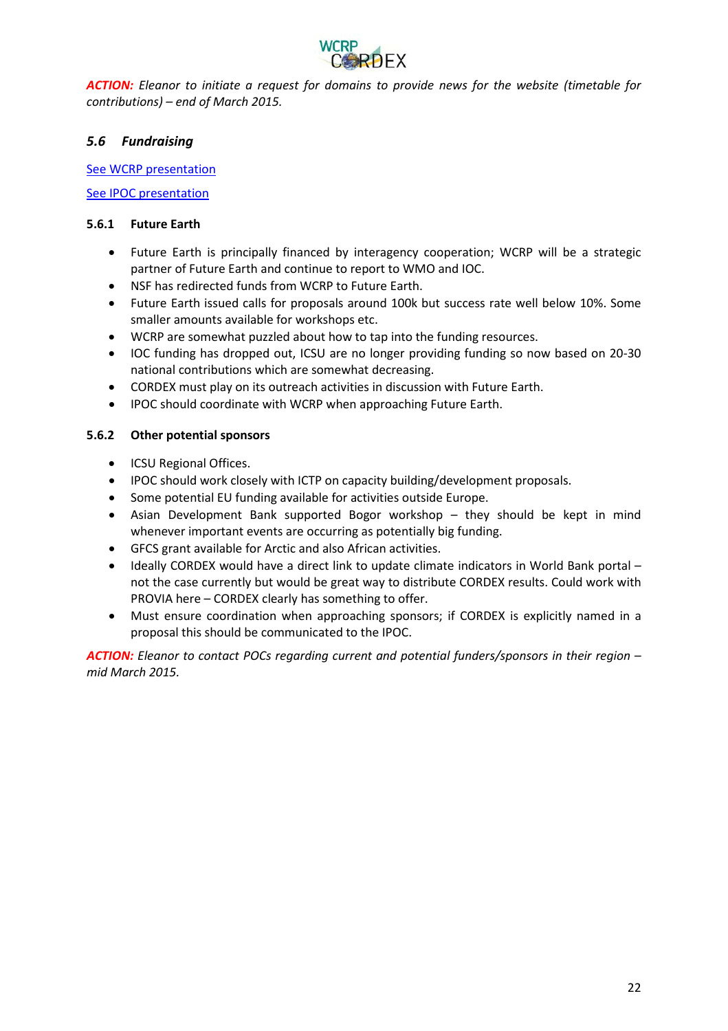***ACTION:*** *Eleanor to initiate a request for domains to provide news for the website (timetable for contributions) – end of March 2015.*

## *5.6 Fundraising*

[See WCRP presentation]

[See IPOC presentation]

### 5.6.1 Future Earth

- Future Earth is principally financed by interagency cooperation; WCRP will be a strategic partner of Future Earth and continue to report to WMO and IOC.
- NSF has redirected funds from WCRP to Future Earth.
- Future Earth issued calls for proposals around 100k but success rate well below 10%. Some smaller amounts available for workshops etc.
- WCRP are somewhat puzzled about how to tap into the funding resources.
- IOC funding has dropped out, ICSU are no longer providing funding so now based on 20-30 national contributions which are somewhat decreasing.
- CORDEX must play on its outreach activities in discussion with Future Earth.
- IPOC should coordinate with WCRP when approaching Future Earth.

### 5.6.2 Other potential sponsors

- ICSU Regional Offices.
- IPOC should work closely with ICTP on capacity building/development proposals.
- Some potential EU funding available for activities outside Europe.
- Asian Development Bank supported Bogor workshop – they should be kept in mind whenever important events are occurring as potentially big funding.
- GFCS grant available for Arctic and also African activities.
- Ideally CORDEX would have a direct link to update climate indicators in World Bank portal – not the case currently but would be great way to distribute CORDEX results. Could work with PROVIA here – CORDEX clearly has something to offer.
- Must ensure coordination when approaching sponsors; if CORDEX is explicitly named in a proposal this should be communicated to the IPOC.

***ACTION:*** *Eleanor to contact POCs regarding current and potential funders/sponsors in their region – mid March 2015.*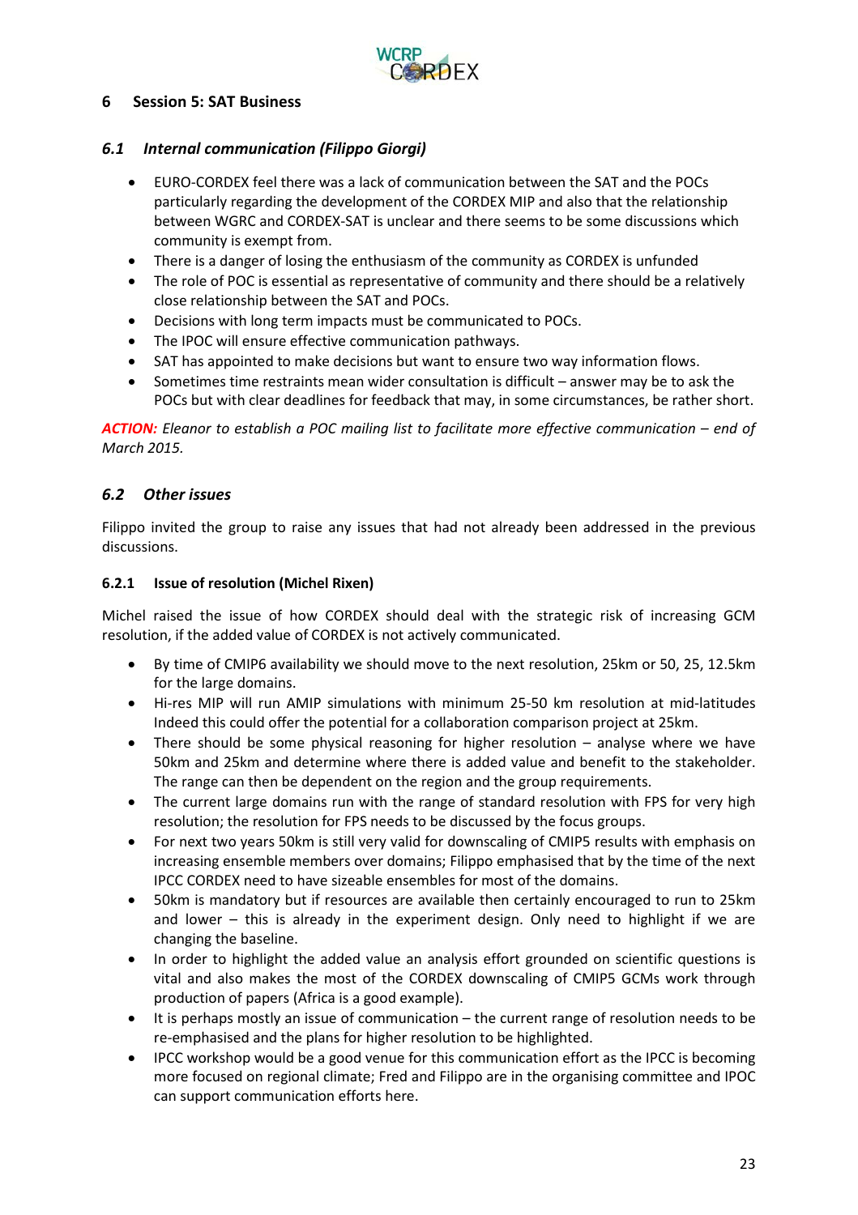# 6 Session 5: SAT Business

## *6.1 Internal communication (Filippo Giorgi)*

- EURO-CORDEX feel there was a lack of communication between the SAT and the POCs particularly regarding the development of the CORDEX MIP and also that the relationship between WGRC and CORDEX-SAT is unclear and there seems to be some discussions which community is exempt from.
- There is a danger of losing the enthusiasm of the community as CORDEX is unfunded
- The role of POC is essential as representative of community and there should be a relatively close relationship between the SAT and POCs.
- Decisions with long term impacts must be communicated to POCs.
- The IPOC will ensure effective communication pathways.
- SAT has appointed to make decisions but want to ensure two way information flows.
- Sometimes time restraints mean wider consultation is difficult – answer may be to ask the POCs but with clear deadlines for feedback that may, in some circumstances, be rather short.

***ACTION:*** *Eleanor to establish a POC mailing list to facilitate more effective communication – end of March 2015.*

## *6.2 Other issues*

Filippo invited the group to raise any issues that had not already been addressed in the previous discussions.

### 6.2.1 Issue of resolution (Michel Rixen)

Michel raised the issue of how CORDEX should deal with the strategic risk of increasing GCM resolution, if the added value of CORDEX is not actively communicated.

- By time of CMIP6 availability we should move to the next resolution, 25km or 50, 25, 12.5km for the large domains.
- Hi-res MIP will run AMIP simulations with minimum 25-50 km resolution at mid-latitudes Indeed this could offer the potential for a collaboration comparison project at 25km.
- There should be some physical reasoning for higher resolution – analyse where we have 50km and 25km and determine where there is added value and benefit to the stakeholder. The range can then be dependent on the region and the group requirements.
- The current large domains run with the range of standard resolution with FPS for very high resolution; the resolution for FPS needs to be discussed by the focus groups.
- For next two years 50km is still very valid for downscaling of CMIP5 results with emphasis on increasing ensemble members over domains; Filippo emphasised that by the time of the next IPCC CORDEX need to have sizeable ensembles for most of the domains.
- 50km is mandatory but if resources are available then certainly encouraged to run to 25km and lower – this is already in the experiment design. Only need to highlight if we are changing the baseline.
- In order to highlight the added value an analysis effort grounded on scientific questions is vital and also makes the most of the CORDEX downscaling of CMIP5 GCMs work through production of papers (Africa is a good example).
- It is perhaps mostly an issue of communication – the current range of resolution needs to be re-emphasised and the plans for higher resolution to be highlighted.
- IPCC workshop would be a good venue for this communication effort as the IPCC is becoming more focused on regional climate; Fred and Filippo are in the organising committee and IPOC can support communication efforts here.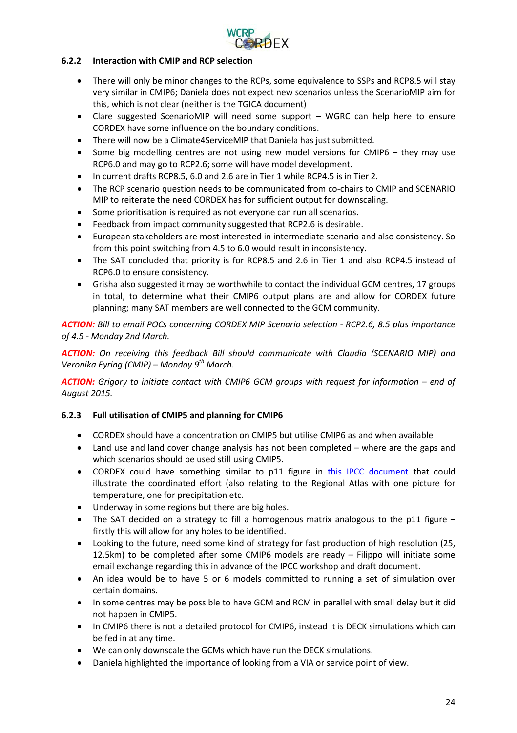### 6.2.2 Interaction with CMIP and RCP selection

- There will only be minor changes to the RCPs, some equivalence to SSPs and RCP8.5 will stay very similar in CMIP6; Daniela does not expect new scenarios unless the ScenarioMIP aim for this, which is not clear (neither is the TGICA document)
- Clare suggested ScenarioMIP will need some support – WGRC can help here to ensure CORDEX have some influence on the boundary conditions.
- There will now be a Climate4ServiceMIP that Daniela has just submitted.
- Some big modelling centres are not using new model versions for CMIP6 – they may use RCP6.0 and may go to RCP2.6; some will have model development.
- In current drafts RCP8.5, 6.0 and 2.6 are in Tier 1 while RCP4.5 is in Tier 2.
- The RCP scenario question needs to be communicated from co-chairs to CMIP and SCENARIO MIP to reiterate the need CORDEX has for sufficient output for downscaling.
- Some prioritisation is required as not everyone can run all scenarios.
- Feedback from impact community suggested that RCP2.6 is desirable.
- European stakeholders are most interested in intermediate scenario and also consistency. So from this point switching from 4.5 to 6.0 would result in inconsistency.
- The SAT concluded that priority is for RCP8.5 and 2.6 in Tier 1 and also RCP4.5 instead of RCP6.0 to ensure consistency.
- Grisha also suggested it may be worthwhile to contact the individual GCM centres, 17 groups in total, to determine what their CMIP6 output plans are and allow for CORDEX future planning; many SAT members are well connected to the GCM community.

***ACTION:*** *Bill to email POCs concerning CORDEX MIP Scenario selection - RCP2.6, 8.5 plus importance of 4.5 - Monday 2nd March.*

***ACTION:*** *On receiving this feedback Bill should communicate with Claudia (SCENARIO MIP) and Veronika Eyring (CMIP) – Monday 9th March.*

***ACTION:*** *Grigory to initiate contact with CMIP6 GCM groups with request for information – end of August 2015.*

### 6.2.3 Full utilisation of CMIP5 and planning for CMIP6

- CORDEX should have a concentration on CMIP5 but utilise CMIP6 as and when available
- Land use and land cover change analysis has not been completed – where are the gaps and which scenarios should be used still using CMIP5.
- CORDEX could have something similar to p11 figure in this IPCC document that could illustrate the coordinated effort (also relating to the Regional Atlas with one picture for temperature, one for precipitation etc.
- Underway in some regions but there are big holes.
- The SAT decided on a strategy to fill a homogenous matrix analogous to the p11 figure – firstly this will allow for any holes to be identified.
- Looking to the future, need some kind of strategy for fast production of high resolution (25, 12.5km) to be completed after some CMIP6 models are ready – Filippo will initiate some email exchange regarding this in advance of the IPCC workshop and draft document.
- An idea would be to have 5 or 6 models committed to running a set of simulation over certain domains.
- In some centres may be possible to have GCM and RCM in parallel with small delay but it did not happen in CMIP5.
- In CMIP6 there is not a detailed protocol for CMIP6, instead it is DECK simulations which can be fed in at any time.
- We can only downscale the GCMs which have run the DECK simulations.
- Daniela highlighted the importance of looking from a VIA or service point of view.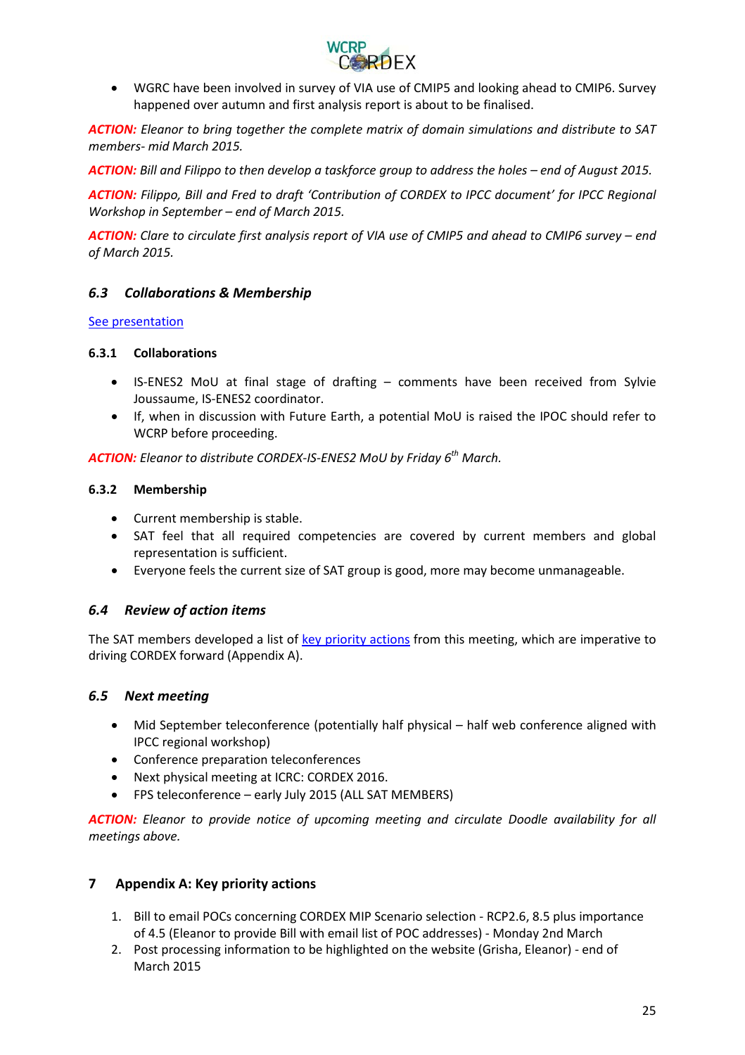- WGRC have been involved in survey of VIA use of CMIP5 and looking ahead to CMIP6. Survey happened over autumn and first analysis report is about to be finalised.

***ACTION:*** *Eleanor to bring together the complete matrix of domain simulations and distribute to SAT members- mid March 2015.*

***ACTION:*** *Bill and Filippo to then develop a taskforce group to address the holes – end of August 2015.*

***ACTION:*** *Filippo, Bill and Fred to draft 'Contribution of CORDEX to IPCC document' for IPCC Regional Workshop in September – end of March 2015.*

***ACTION:*** *Clare to circulate first analysis report of VIA use of CMIP5 and ahead to CMIP6 survey – end of March 2015.*

### *6.3 Collaborations & Membership*

See presentation

#### 6.3.1 Collaborations

- IS-ENES2 MoU at final stage of drafting – comments have been received from Sylvie Joussaume, IS-ENES2 coordinator.
- If, when in discussion with Future Earth, a potential MoU is raised the IPOC should refer to WCRP before proceeding.

***ACTION:*** *Eleanor to distribute CORDEX-IS-ENES2 MoU by Friday 6th March.*

#### 6.3.2 Membership

- Current membership is stable.
- SAT feel that all required competencies are covered by current members and global representation is sufficient.
- Everyone feels the current size of SAT group is good, more may become unmanageable.

### *6.4 Review of action items*

The SAT members developed a list of key priority actions from this meeting, which are imperative to driving CORDEX forward (Appendix A).

### *6.5 Next meeting*

- Mid September teleconference (potentially half physical – half web conference aligned with IPCC regional workshop)
- Conference preparation teleconferences
- Next physical meeting at ICRC: CORDEX 2016.
- FPS teleconference – early July 2015 (ALL SAT MEMBERS)

***ACTION:*** *Eleanor to provide notice of upcoming meeting and circulate Doodle availability for all meetings above.*

## 7 Appendix A: Key priority actions

1. Bill to email POCs concerning CORDEX MIP Scenario selection - RCP2.6, 8.5 plus importance of 4.5 (Eleanor to provide Bill with email list of POC addresses) - Monday 2nd March
2. Post processing information to be highlighted on the website (Grisha, Eleanor) - end of March 2015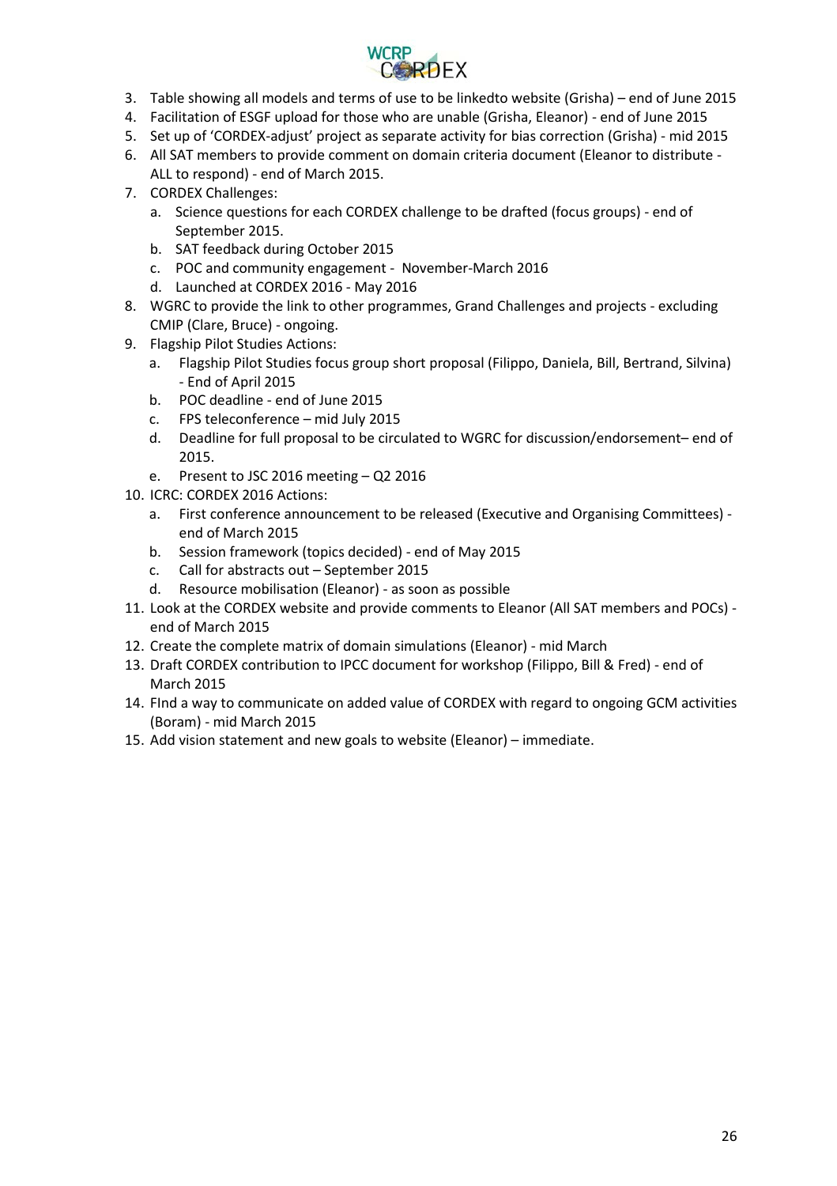3. Table showing all models and terms of use to be linkedto website (Grisha) – end of June 2015
4. Facilitation of ESGF upload for those who are unable (Grisha, Eleanor) - end of June 2015
5. Set up of 'CORDEX-adjust' project as separate activity for bias correction (Grisha) - mid 2015
6. All SAT members to provide comment on domain criteria document (Eleanor to distribute - ALL to respond) - end of March 2015.
7. CORDEX Challenges:
   a. Science questions for each CORDEX challenge to be drafted (focus groups) - end of September 2015.
   b. SAT feedback during October 2015
   c. POC and community engagement - November-March 2016
   d. Launched at CORDEX 2016 - May 2016
8. WGRC to provide the link to other programmes, Grand Challenges and projects - excluding CMIP (Clare, Bruce) - ongoing.
9. Flagship Pilot Studies Actions:
   a. Flagship Pilot Studies focus group short proposal (Filippo, Daniela, Bill, Bertrand, Silvina) - End of April 2015
   b. POC deadline - end of June 2015
   c. FPS teleconference – mid July 2015
   d. Deadline for full proposal to be circulated to WGRC for discussion/endorsement– end of 2015.
   e. Present to JSC 2016 meeting – Q2 2016
10. ICRC: CORDEX 2016 Actions:
    a. First conference announcement to be released (Executive and Organising Committees) - end of March 2015
    b. Session framework (topics decided) - end of May 2015
    c. Call for abstracts out – September 2015
    d. Resource mobilisation (Eleanor) - as soon as possible
11. Look at the CORDEX website and provide comments to Eleanor (All SAT members and POCs) - end of March 2015
12. Create the complete matrix of domain simulations (Eleanor) - mid March
13. Draft CORDEX contribution to IPCC document for workshop (Filippo, Bill & Fred) - end of March 2015
14. FInd a way to communicate on added value of CORDEX with regard to ongoing GCM activities (Boram) - mid March 2015
15. Add vision statement and new goals to website (Eleanor) – immediate.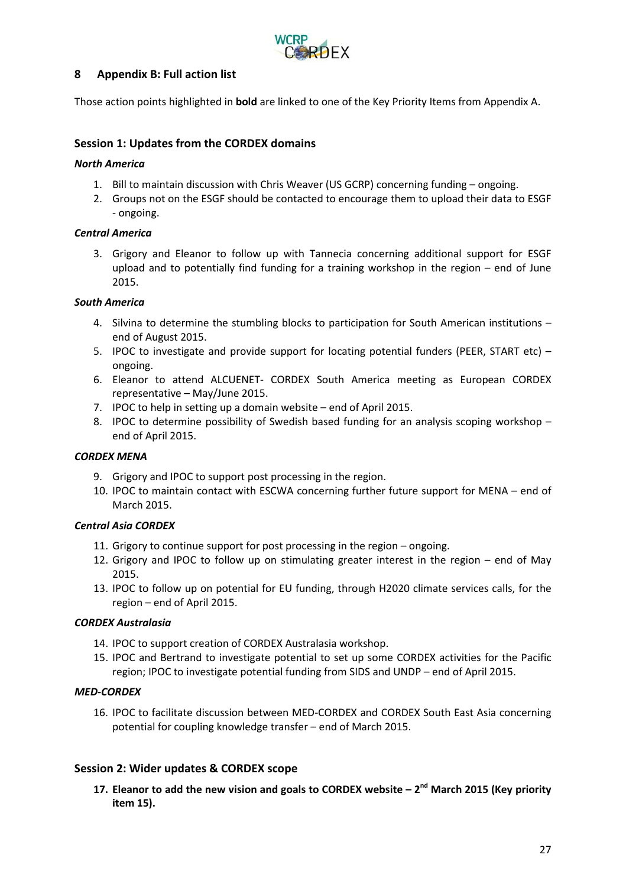## 8 Appendix B: Full action list

Those action points highlighted in **bold** are linked to one of the Key Priority Items from Appendix A.

### Session 1: Updates from the CORDEX domains

***North America***

1. Bill to maintain discussion with Chris Weaver (US GCRP) concerning funding – ongoing.
2. Groups not on the ESGF should be contacted to encourage them to upload their data to ESGF - ongoing.

***Central America***

3. Grigory and Eleanor to follow up with Tannecia concerning additional support for ESGF upload and to potentially find funding for a training workshop in the region – end of June 2015.

***South America***

4. Silvina to determine the stumbling blocks to participation for South American institutions – end of August 2015.
5. IPOC to investigate and provide support for locating potential funders (PEER, START etc) – ongoing.
6. Eleanor to attend ALCUENET- CORDEX South America meeting as European CORDEX representative – May/June 2015.
7. IPOC to help in setting up a domain website – end of April 2015.
8. IPOC to determine possibility of Swedish based funding for an analysis scoping workshop – end of April 2015.

***CORDEX MENA***

9. Grigory and IPOC to support post processing in the region.
10. IPOC to maintain contact with ESCWA concerning further future support for MENA – end of March 2015.

***Central Asia CORDEX***

11. Grigory to continue support for post processing in the region – ongoing.
12. Grigory and IPOC to follow up on stimulating greater interest in the region – end of May 2015.
13. IPOC to follow up on potential for EU funding, through H2020 climate services calls, for the region – end of April 2015.

***CORDEX Australasia***

14. IPOC to support creation of CORDEX Australasia workshop.
15. IPOC and Bertrand to investigate potential to set up some CORDEX activities for the Pacific region; IPOC to investigate potential funding from SIDS and UNDP – end of April 2015.

***MED-CORDEX***

16. IPOC to facilitate discussion between MED-CORDEX and CORDEX South East Asia concerning potential for coupling knowledge transfer – end of March 2015.

### Session 2: Wider updates & CORDEX scope

17. **Eleanor to add the new vision and goals to CORDEX website – 2nd March 2015 (Key priority item 15).**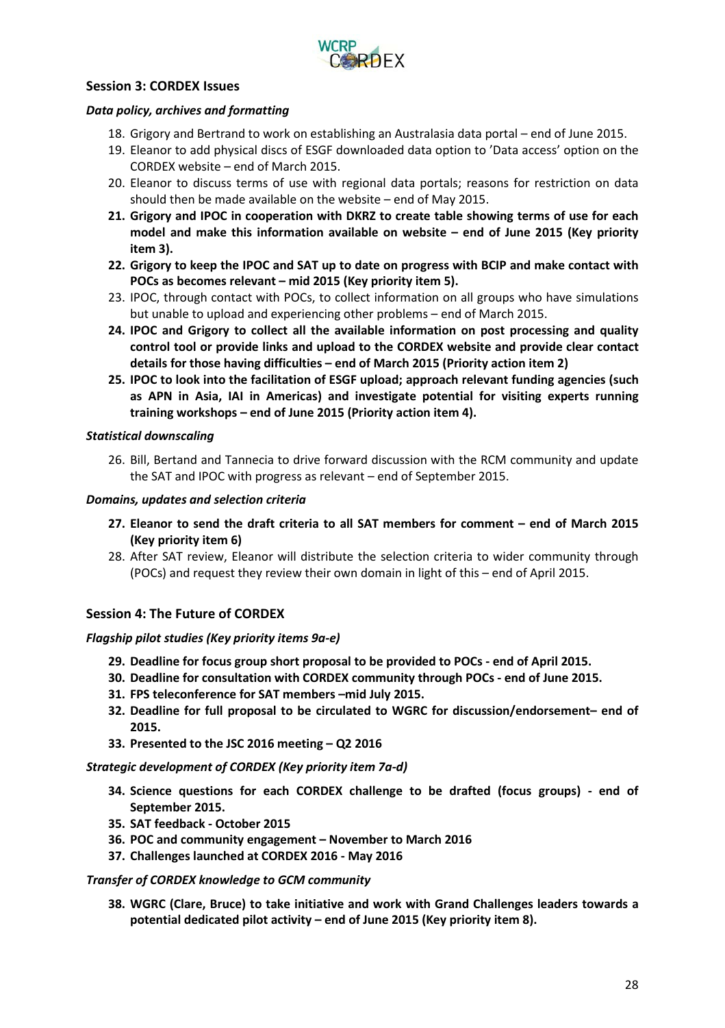## Session 3: CORDEX Issues

### *Data policy, archives and formatting*

18. Grigory and Bertrand to work on establishing an Australasia data portal – end of June 2015.
19. Eleanor to add physical discs of ESGF downloaded data option to 'Data access' option on the CORDEX website – end of March 2015.
20. Eleanor to discuss terms of use with regional data portals; reasons for restriction on data should then be made available on the website – end of May 2015.
21. **Grigory and IPOC in cooperation with DKRZ to create table showing terms of use for each model and make this information available on website – end of June 2015 (Key priority item 3).**
22. **Grigory to keep the IPOC and SAT up to date on progress with BCIP and make contact with POCs as becomes relevant – mid 2015 (Key priority item 5).**
23. IPOC, through contact with POCs, to collect information on all groups who have simulations but unable to upload and experiencing other problems – end of March 2015.
24. **IPOC and Grigory to collect all the available information on post processing and quality control tool or provide links and upload to the CORDEX website and provide clear contact details for those having difficulties – end of March 2015 (Priority action item 2)**
25. **IPOC to look into the facilitation of ESGF upload; approach relevant funding agencies (such as APN in Asia, IAI in Americas) and investigate potential for visiting experts running training workshops – end of June 2015 (Priority action item 4).**

### *Statistical downscaling*

26. Bill, Bertand and Tannecia to drive forward discussion with the RCM community and update the SAT and IPOC with progress as relevant – end of September 2015.

### *Domains, updates and selection criteria*

27. **Eleanor to send the draft criteria to all SAT members for comment – end of March 2015 (Key priority item 6)**
28. After SAT review, Eleanor will distribute the selection criteria to wider community through (POCs) and request they review their own domain in light of this – end of April 2015.

## Session 4: The Future of CORDEX

### *Flagship pilot studies (Key priority items 9a-e)*

29. **Deadline for focus group short proposal to be provided to POCs - end of April 2015.**
30. **Deadline for consultation with CORDEX community through POCs - end of June 2015.**
31. **FPS teleconference for SAT members –mid July 2015.**
32. **Deadline for full proposal to be circulated to WGRC for discussion/endorsement– end of 2015.**
33. **Presented to the JSC 2016 meeting – Q2 2016**

### *Strategic development of CORDEX (Key priority item 7a-d)*

34. **Science questions for each CORDEX challenge to be drafted (focus groups) - end of September 2015.**
35. **SAT feedback - October 2015**
36. **POC and community engagement – November to March 2016**
37. **Challenges launched at CORDEX 2016 - May 2016**

### *Transfer of CORDEX knowledge to GCM community*

38. **WGRC (Clare, Bruce) to take initiative and work with Grand Challenges leaders towards a potential dedicated pilot activity – end of June 2015 (Key priority item 8).**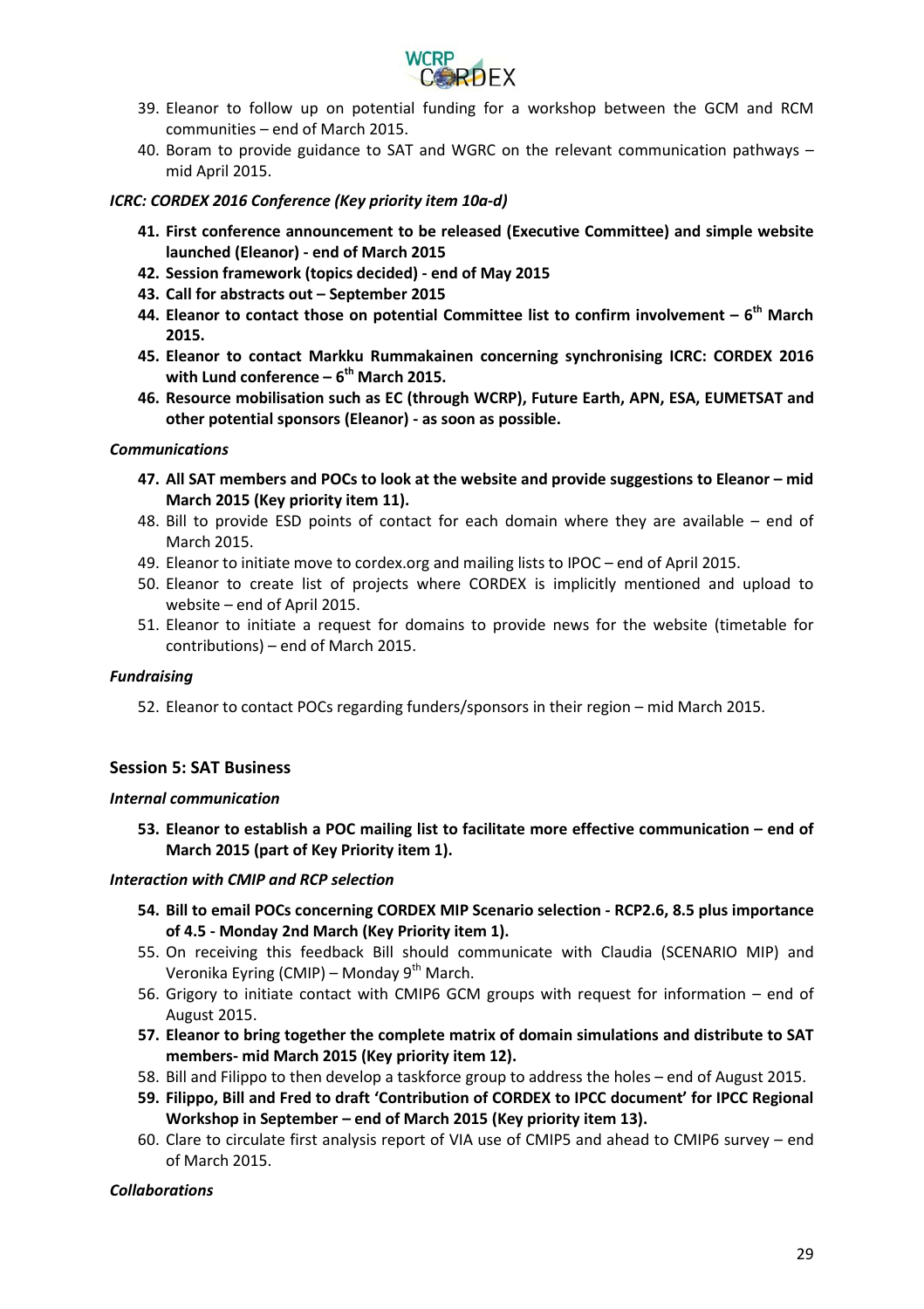39. Eleanor to follow up on potential funding for a workshop between the GCM and RCM communities – end of March 2015.
40. Boram to provide guidance to SAT and WGRC on the relevant communication pathways – mid April 2015.

*ICRC: CORDEX 2016 Conference (Key priority item 10a-d)*

41. **First conference announcement to be released (Executive Committee) and simple website launched (Eleanor) - end of March 2015**
42. **Session framework (topics decided) - end of May 2015**
43. **Call for abstracts out – September 2015**
44. **Eleanor to contact those on potential Committee list to confirm involvement – 6th March 2015.**
45. **Eleanor to contact Markku Rummakainen concerning synchronising ICRC: CORDEX 2016 with Lund conference – 6th March 2015.**
46. **Resource mobilisation such as EC (through WCRP), Future Earth, APN, ESA, EUMETSAT and other potential sponsors (Eleanor) - as soon as possible.**

*Communications*

47. **All SAT members and POCs to look at the website and provide suggestions to Eleanor – mid March 2015 (Key priority item 11).**
48. Bill to provide ESD points of contact for each domain where they are available – end of March 2015.
49. Eleanor to initiate move to cordex.org and mailing lists to IPOC – end of April 2015.
50. Eleanor to create list of projects where CORDEX is implicitly mentioned and upload to website – end of April 2015.
51. Eleanor to initiate a request for domains to provide news for the website (timetable for contributions) – end of March 2015.

*Fundraising*

52. Eleanor to contact POCs regarding funders/sponsors in their region – mid March 2015.

### Session 5: SAT Business

*Internal communication*

53. **Eleanor to establish a POC mailing list to facilitate more effective communication – end of March 2015 (part of Key Priority item 1).**

*Interaction with CMIP and RCP selection*

54. **Bill to email POCs concerning CORDEX MIP Scenario selection - RCP2.6, 8.5 plus importance of 4.5 - Monday 2nd March (Key Priority item 1).**
55. On receiving this feedback Bill should communicate with Claudia (SCENARIO MIP) and Veronika Eyring (CMIP) – Monday 9th March.
56. Grigory to initiate contact with CMIP6 GCM groups with request for information – end of August 2015.
57. **Eleanor to bring together the complete matrix of domain simulations and distribute to SAT members- mid March 2015 (Key priority item 12).**
58. Bill and Filippo to then develop a taskforce group to address the holes – end of August 2015.
59. **Filippo, Bill and Fred to draft 'Contribution of CORDEX to IPCC document' for IPCC Regional Workshop in September – end of March 2015 (Key priority item 13).**
60. Clare to circulate first analysis report of VIA use of CMIP5 and ahead to CMIP6 survey – end of March 2015.

*Collaborations*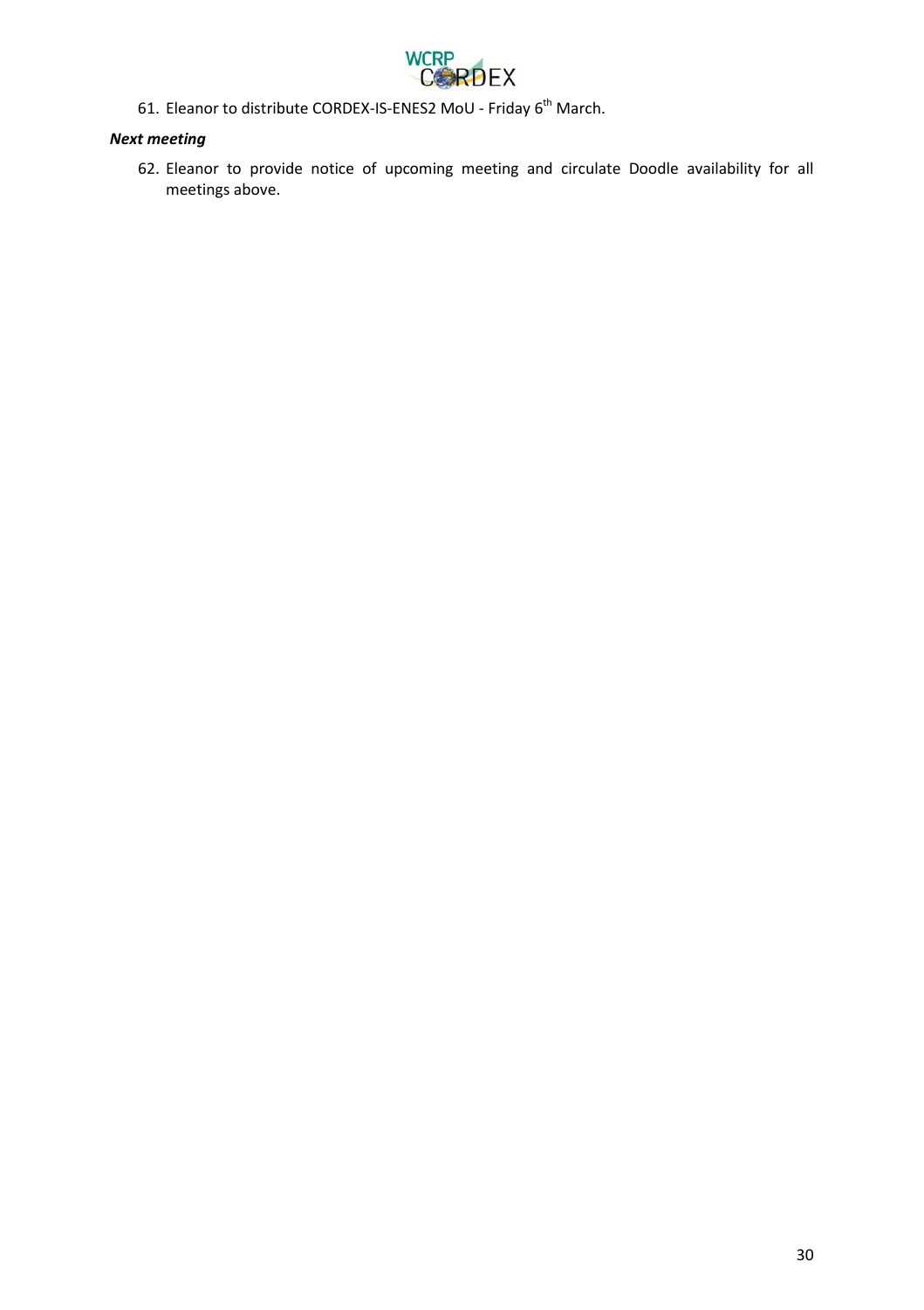61. Eleanor to distribute CORDEX-IS-ENES2 MoU - Friday 6th March.

***Next meeting***

62. Eleanor to provide notice of upcoming meeting and circulate Doodle availability for all meetings above.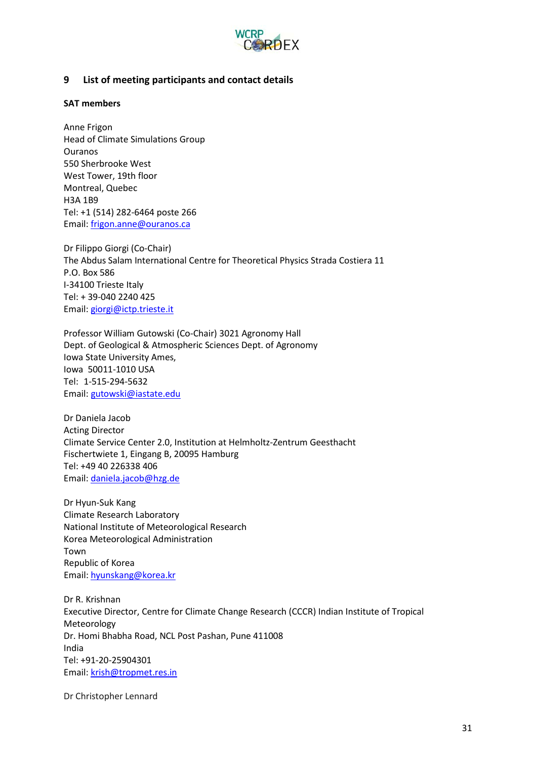## 9 List of meeting participants and contact details

**SAT members**

Anne Frigon
Head of Climate Simulations Group
Ouranos
550 Sherbrooke West
West Tower, 19th floor
Montreal, Quebec
H3A 1B9
Tel: +1 (514) 282-6464 poste 266
Email: frigon.anne@ouranos.ca

Dr Filippo Giorgi (Co-Chair)
The Abdus Salam International Centre for Theoretical Physics Strada Costiera 11
P.O. Box 586
I-34100 Trieste Italy
Tel: + 39-040 2240 425
Email: giorgi@ictp.trieste.it

Professor William Gutowski (Co-Chair) 3021 Agronomy Hall
Dept. of Geological & Atmospheric Sciences Dept. of Agronomy
Iowa State University Ames,
Iowa 50011-1010 USA
Tel: 1-515-294-5632
Email: gutowski@iastate.edu

Dr Daniela Jacob
Acting Director
Climate Service Center 2.0, Institution at Helmholtz-Zentrum Geesthacht
Fischertwiete 1, Eingang B, 20095 Hamburg
Tel: +49 40 226338 406
Email: daniela.jacob@hzg.de

Dr Hyun-Suk Kang
Climate Research Laboratory
National Institute of Meteorological Research
Korea Meteorological Administration
Town
Republic of Korea
Email: hyunskang@korea.kr

Dr R. Krishnan
Executive Director, Centre for Climate Change Research (CCCR) Indian Institute of Tropical Meteorology
Dr. Homi Bhabha Road, NCL Post Pashan, Pune 411008
India
Tel: +91-20-25904301
Email: krish@tropmet.res.in

Dr Christopher Lennard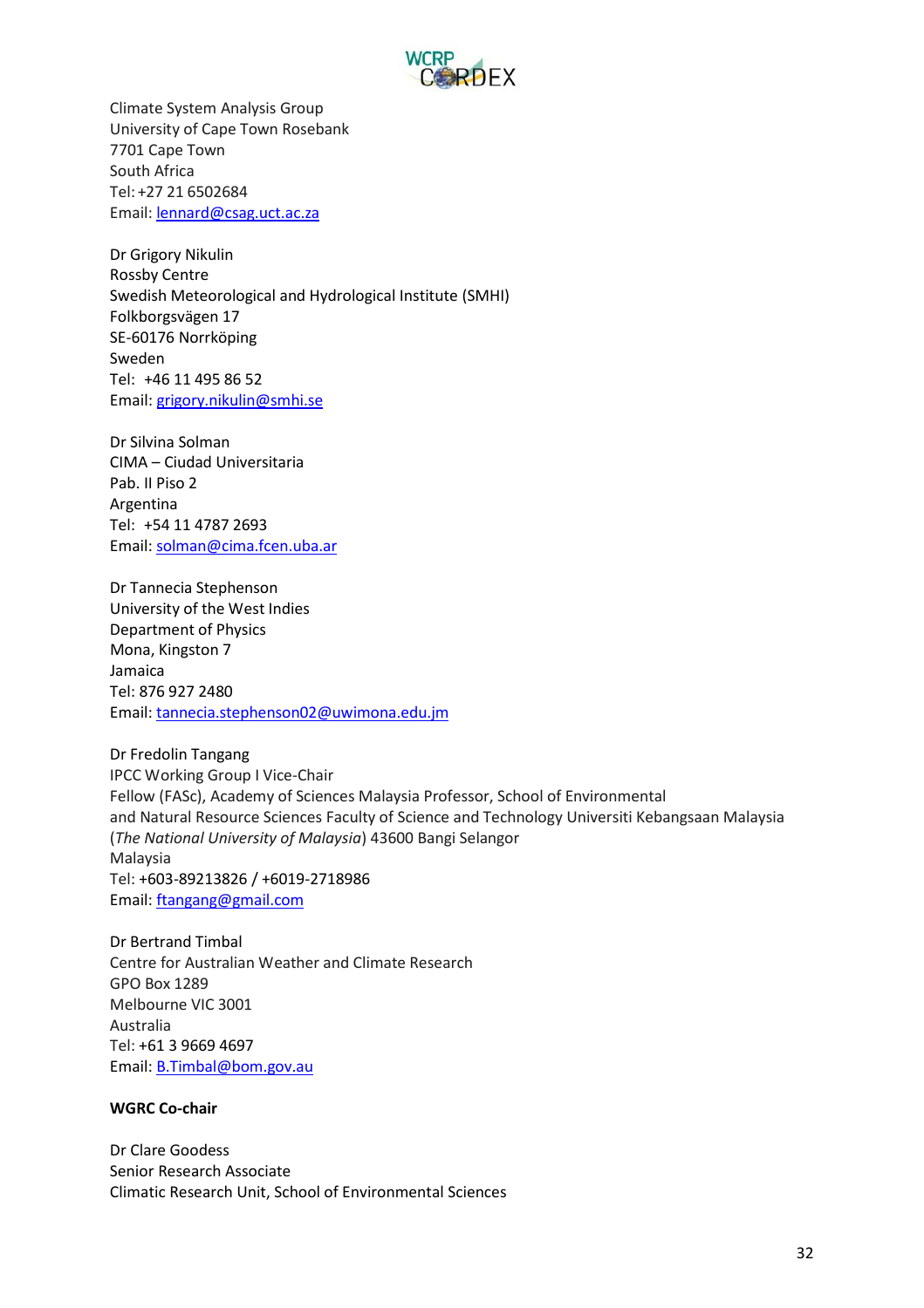Climate System Analysis Group
University of Cape Town Rosebank
7701 Cape Town
South Africa
Tel: +27 21 6502684
Email: lennard@csag.uct.ac.za

Dr Grigory Nikulin
Rossby Centre
Swedish Meteorological and Hydrological Institute (SMHI)
Folkborgsvägen 17
SE-60176 Norrköping
Sweden
Tel: +46 11 495 86 52
Email: grigory.nikulin@smhi.se

Dr Silvina Solman
CIMA – Ciudad Universitaria
Pab. II Piso 2
Argentina
Tel: +54 11 4787 2693
Email: solman@cima.fcen.uba.ar

Dr Tannecia Stephenson
University of the West Indies
Department of Physics
Mona, Kingston 7
Jamaica
Tel: 876 927 2480
Email: tannecia.stephenson02@uwimona.edu.jm

Dr Fredolin Tangang
IPCC Working Group I Vice-Chair
Fellow (FASc), Academy of Sciences Malaysia Professor, School of Environmental and Natural Resource Sciences Faculty of Science and Technology Universiti Kebangsaan Malaysia (*The National University of Malaysia*) 43600 Bangi Selangor
Malaysia
Tel: +603-89213826 / +6019-2718986
Email: ftangang@gmail.com

Dr Bertrand Timbal
Centre for Australian Weather and Climate Research
GPO Box 1289
Melbourne VIC 3001
Australia
Tel: +61 3 9669 4697
Email: B.Timbal@bom.gov.au

**WGRC Co-chair**

Dr Clare Goodess
Senior Research Associate
Climatic Research Unit, School of Environmental Sciences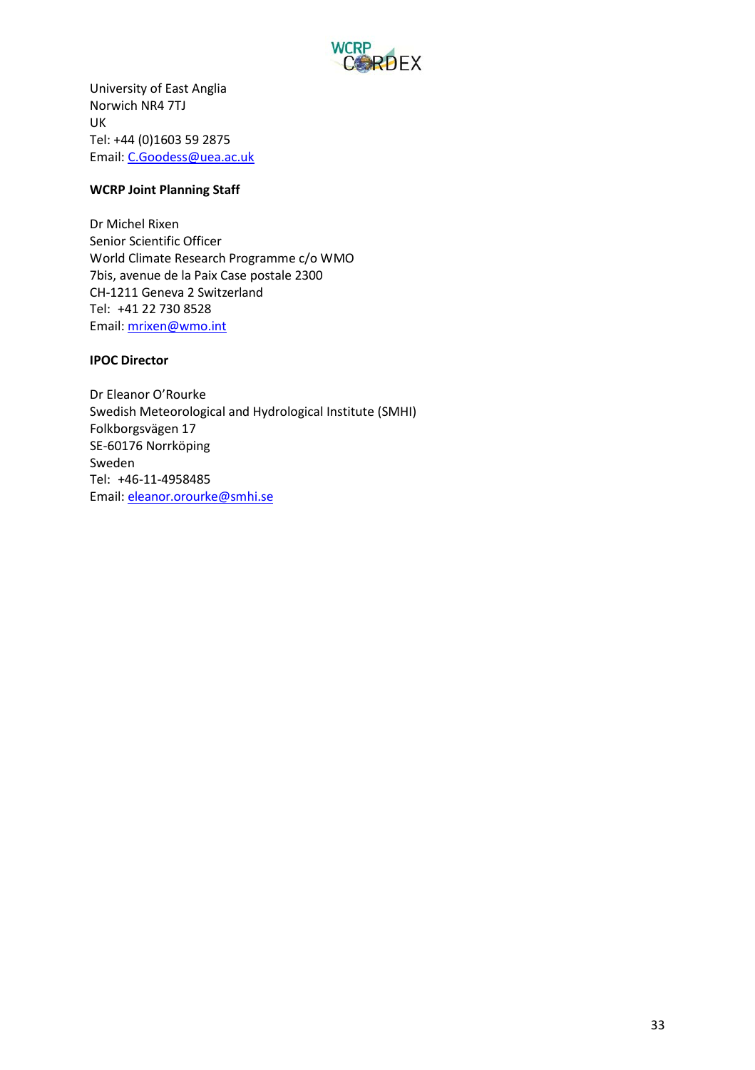University of East Anglia
Norwich NR4 7TJ
UK
Tel: +44 (0)1603 59 2875
Email: C.Goodess@uea.ac.uk

**WCRP Joint Planning Staff**

Dr Michel Rixen
Senior Scientific Officer
World Climate Research Programme c/o WMO
7bis, avenue de la Paix Case postale 2300
CH-1211 Geneva 2 Switzerland
Tel: +41 22 730 8528
Email: mrixen@wmo.int

**IPOC Director**

Dr Eleanor O'Rourke
Swedish Meteorological and Hydrological Institute (SMHI)
Folkborgsvägen 17
SE-60176 Norrköping
Sweden
Tel: +46-11-4958485
Email: eleanor.orourke@smhi.se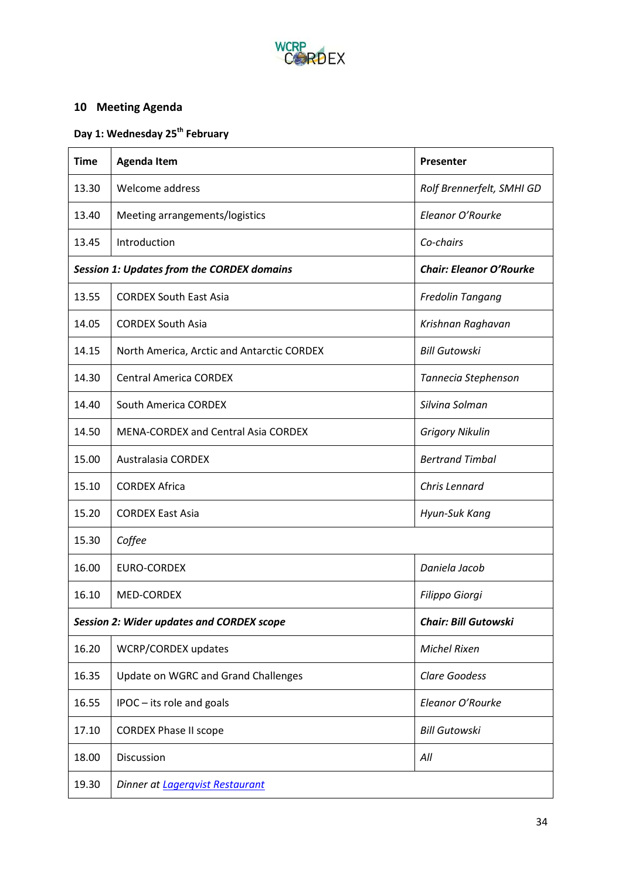## 10 Meeting Agenda

### Day 1: Wednesday 25th February

| Time | Agenda Item | Presenter |
|---|---|---|
| 13.30 | Welcome address | *Rolf Brennerfelt, SMHI GD* |
| 13.40 | Meeting arrangements/logistics | *Eleanor O'Rourke* |
| 13.45 | Introduction | *Co-chairs* |
| ***Session 1: Updates from the CORDEX domains*** | | ***Chair: Eleanor O'Rourke*** |
| 13.55 | CORDEX South East Asia | *Fredolin Tangang* |
| 14.05 | CORDEX South Asia | *Krishnan Raghavan* |
| 14.15 | North America, Arctic and Antarctic CORDEX | *Bill Gutowski* |
| 14.30 | Central America CORDEX | *Tannecia Stephenson* |
| 14.40 | South America CORDEX | *Silvina Solman* |
| 14.50 | MENA-CORDEX and Central Asia CORDEX | *Grigory Nikulin* |
| 15.00 | Australasia CORDEX | *Bertrand Timbal* |
| 15.10 | CORDEX Africa | *Chris Lennard* |
| 15.20 | CORDEX East Asia | *Hyun-Suk Kang* |
| 15.30 | *Coffee* | |
| 16.00 | EURO-CORDEX | *Daniela Jacob* |
| 16.10 | MED-CORDEX | *Filippo Giorgi* |
| ***Session 2: Wider updates and CORDEX scope*** | | ***Chair: Bill Gutowski*** |
| 16.20 | WCRP/CORDEX updates | *Michel Rixen* |
| 16.35 | Update on WGRC and Grand Challenges | *Clare Goodess* |
| 16.55 | IPOC – its role and goals | *Eleanor O'Rourke* |
| 17.10 | CORDEX Phase II scope | *Bill Gutowski* |
| 18.00 | Discussion | *All* |
| 19.30 | *Dinner at Lagerqvist Restaurant* | |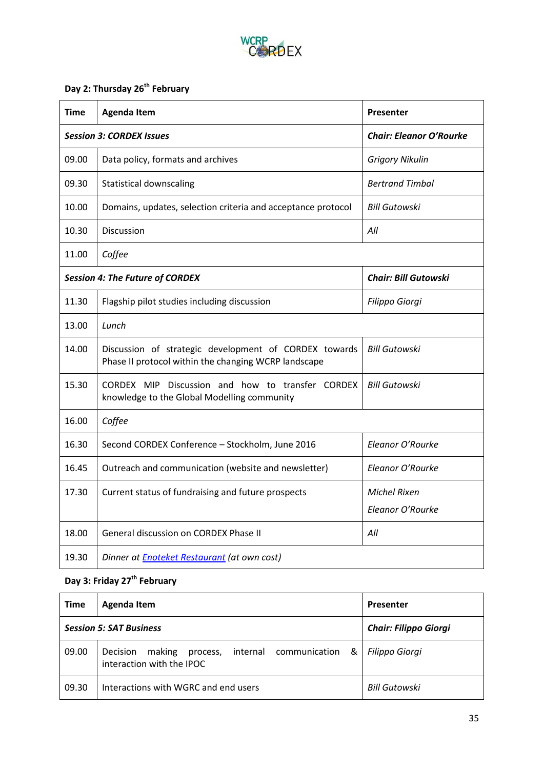### Day 2: Thursday 26th February

| Time | Agenda Item | Presenter |
|---|---|---|
| ***Session 3: CORDEX Issues*** | | ***Chair: Eleanor O'Rourke*** |
| 09.00 | Data policy, formats and archives | *Grigory Nikulin* |
| 09.30 | Statistical downscaling | *Bertrand Timbal* |
| 10.00 | Domains, updates, selection criteria and acceptance protocol | *Bill Gutowski* |
| 10.30 | Discussion | *All* |
| 11.00 | *Coffee* | |
| ***Session 4: The Future of CORDEX*** | | ***Chair: Bill Gutowski*** |
| 11.30 | Flagship pilot studies including discussion | *Filippo Giorgi* |
| 13.00 | *Lunch* | |
| 14.00 | Discussion of strategic development of CORDEX towards Phase II protocol within the changing WCRP landscape | *Bill Gutowski* |
| 15.30 | CORDEX MIP Discussion and how to transfer CORDEX knowledge to the Global Modelling community | *Bill Gutowski* |
| 16.00 | *Coffee* | |
| 16.30 | Second CORDEX Conference – Stockholm, June 2016 | *Eleanor O'Rourke* |
| 16.45 | Outreach and communication (website and newsletter) | *Eleanor O'Rourke* |
| 17.30 | Current status of fundraising and future prospects | *Michel Rixen*<br>*Eleanor O'Rourke* |
| 18.00 | General discussion on CORDEX Phase II | *All* |
| 19.30 | *Dinner at Enoteket Restaurant (at own cost)* | |

### Day 3: Friday 27th February

| Time | Agenda Item | Presenter |
|---|---|---|
| ***Session 5: SAT Business*** | | ***Chair: Filippo Giorgi*** |
| 09.00 | Decision making process, internal communication & interaction with the IPOC | *Filippo Giorgi* |
| 09.30 | Interactions with WGRC and end users | *Bill Gutowski* |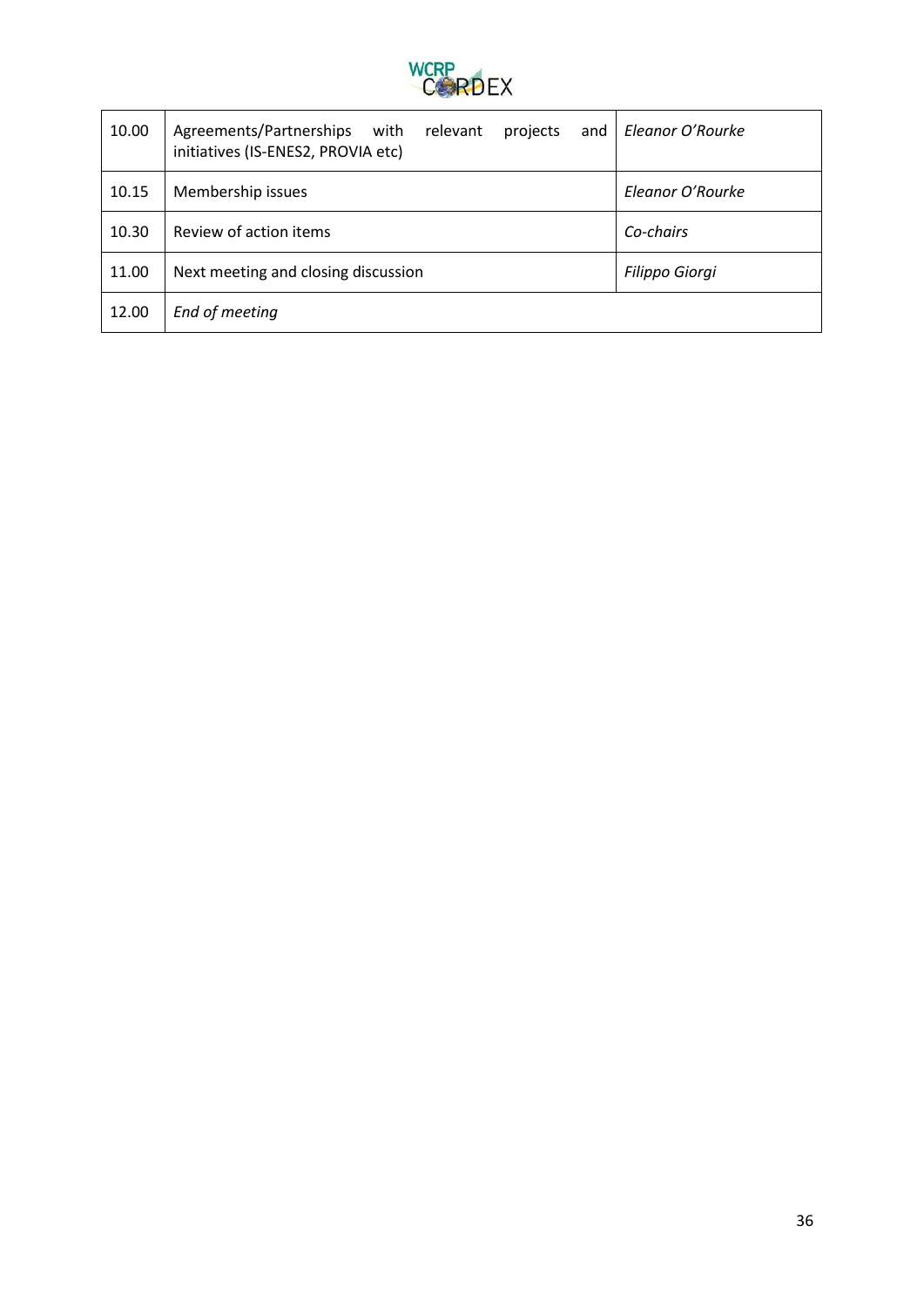| | | |
|---|---|---|
| 10.00 | Agreements/Partnerships with relevant projects and initiatives (IS-ENES2, PROVIA etc) | *Eleanor O'Rourke* |
| 10.15 | Membership issues | *Eleanor O'Rourke* |
| 10.30 | Review of action items | *Co-chairs* |
| 11.00 | Next meeting and closing discussion | *Filippo Giorgi* |
| 12.00 | *End of meeting* | |